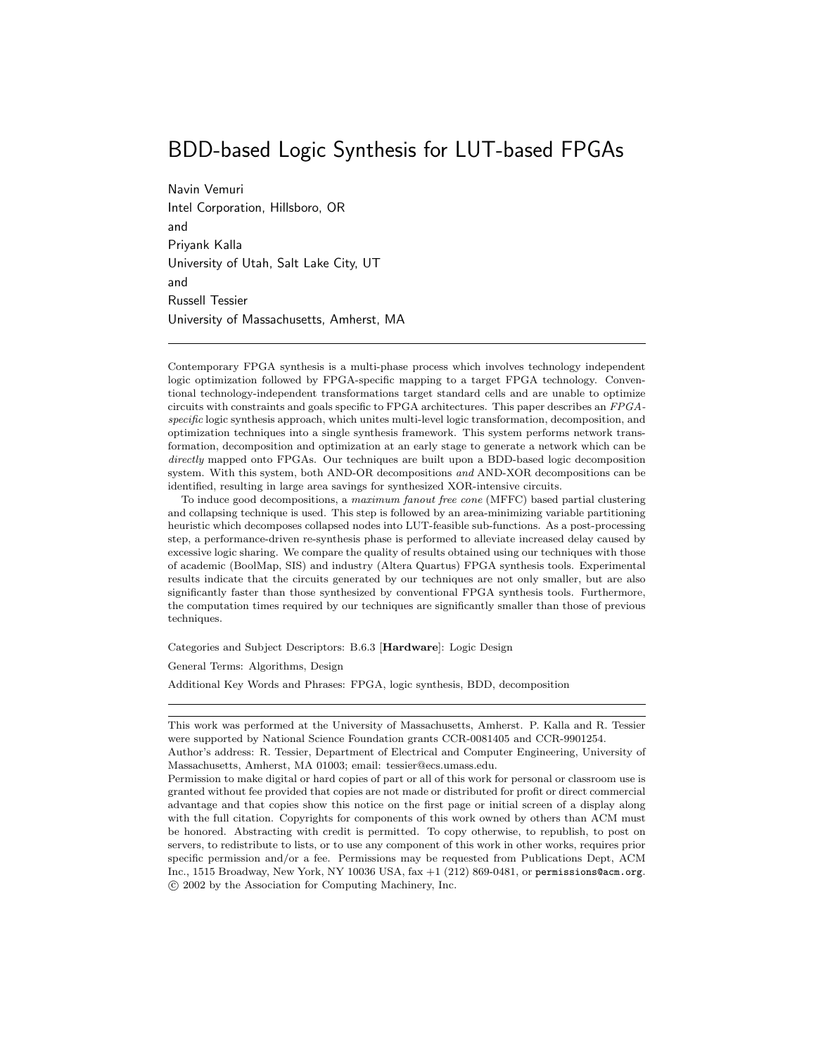# BDD-based Logic Synthesis for LUT-based FPGAs

Navin Vemuri
Intel Corporation, Hillsboro, OR
and
Priyank Kalla
University of Utah, Salt Lake City, UT
and
Russell Tessier
University of Massachusetts, Amherst, MA

---

Contemporary FPGA synthesis is a multi-phase process which involves technology independent logic optimization followed by FPGA-specific mapping to a target FPGA technology. Conventional technology-independent transformations target standard cells and are unable to optimize circuits with constraints and goals specific to FPGA architectures. This paper describes an *FPGA-specific* logic synthesis approach, which unites multi-level logic transformation, decomposition, and optimization techniques into a single synthesis framework. This system performs network transformation, decomposition and optimization at an early stage to generate a network which can be *directly* mapped onto FPGAs. Our techniques are built upon a BDD-based logic decomposition system. With this system, both AND-OR decompositions *and* AND-XOR decompositions can be identified, resulting in large area savings for synthesized XOR-intensive circuits.

To induce good decompositions, a *maximum fanout free cone* (MFFC) based partial clustering and collapsing technique is used. This step is followed by an area-minimizing variable partitioning heuristic which decomposes collapsed nodes into LUT-feasible sub-functions. As a post-processing step, a performance-driven re-synthesis phase is performed to alleviate increased delay caused by excessive logic sharing. We compare the quality of results obtained using our techniques with those of academic (BoolMap, SIS) and industry (Altera Quartus) FPGA synthesis tools. Experimental results indicate that the circuits generated by our techniques are not only smaller, but are also significantly faster than those synthesized by conventional FPGA synthesis tools. Furthermore, the computation times required by our techniques are significantly smaller than those of previous techniques.

Categories and Subject Descriptors: B.6.3 [**Hardware**]: Logic Design

General Terms: Algorithms, Design

Additional Key Words and Phrases: FPGA, logic synthesis, BDD, decomposition

---

This work was performed at the University of Massachusetts, Amherst. P. Kalla and R. Tessier were supported by National Science Foundation grants CCR-0081405 and CCR-9901254.

Author's address: R. Tessier, Department of Electrical and Computer Engineering, University of Massachusetts, Amherst, MA 01003; email: tessier@ecs.umass.edu.

Permission to make digital or hard copies of part or all of this work for personal or classroom use is granted without fee provided that copies are not made or distributed for profit or direct commercial advantage and that copies show this notice on the first page or initial screen of a display along with the full citation. Copyrights for components of this work owned by others than ACM must be honored. Abstracting with credit is permitted. To copy otherwise, to republish, to post on servers, to redistribute to lists, or to use any component of this work in other works, requires prior specific permission and/or a fee. Permissions may be requested from Publications Dept, ACM Inc., 1515 Broadway, New York, NY 10036 USA, fax +1 (212) 869-0481, or permissions@acm.org.
© 2002 by the Association for Computing Machinery, Inc.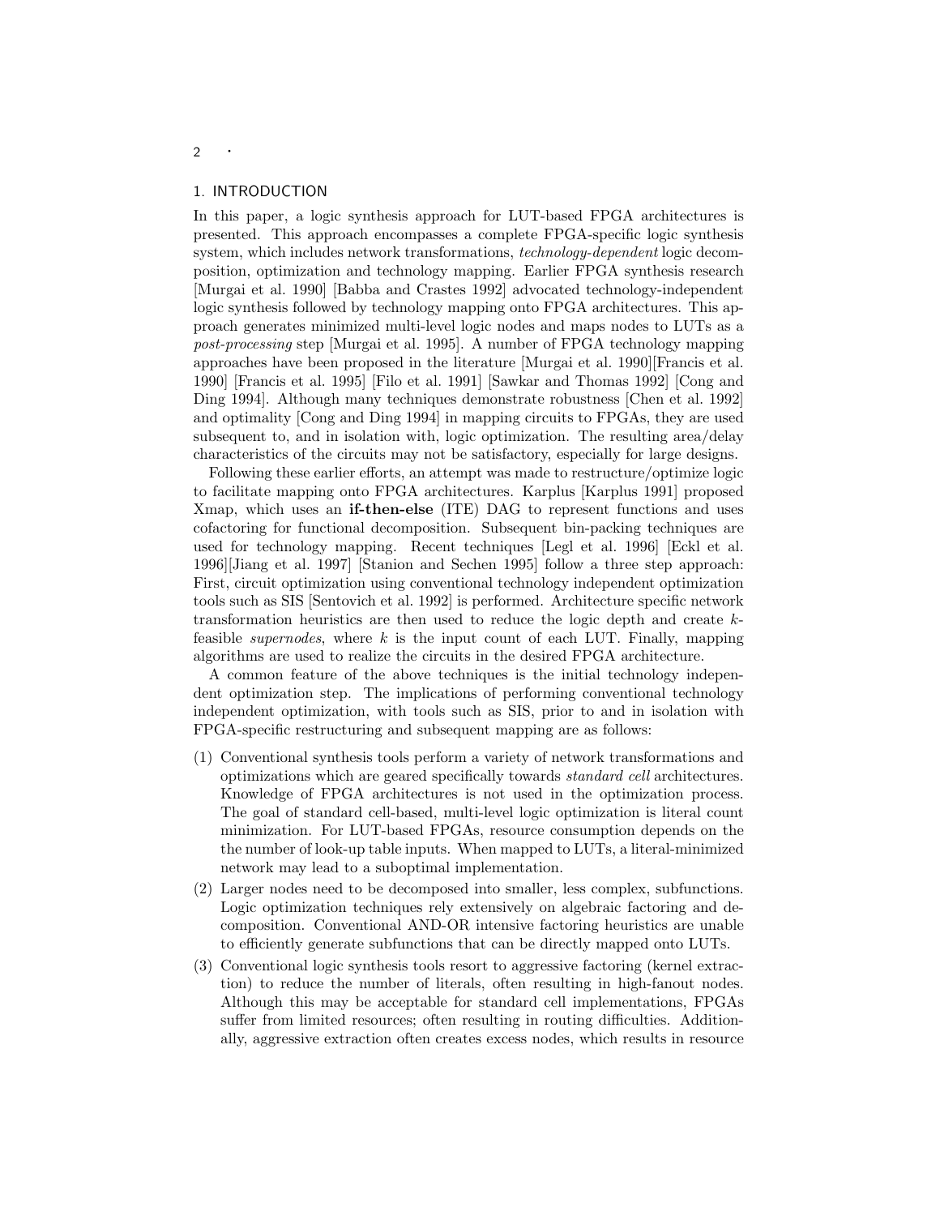## 1. INTRODUCTION

In this paper, a logic synthesis approach for LUT-based FPGA architectures is presented. This approach encompasses a complete FPGA-specific logic synthesis system, which includes network transformations, *technology-dependent* logic decomposition, optimization and technology mapping. Earlier FPGA synthesis research [Murgai et al. 1990] [Babba and Crastes 1992] advocated technology-independent logic synthesis followed by technology mapping onto FPGA architectures. This approach generates minimized multi-level logic nodes and maps nodes to LUTs as a *post-processing* step [Murgai et al. 1995]. A number of FPGA technology mapping approaches have been proposed in the literature [Murgai et al. 1990][Francis et al. 1990] [Francis et al. 1995] [Filo et al. 1991] [Sawkar and Thomas 1992] [Cong and Ding 1994]. Although many techniques demonstrate robustness [Chen et al. 1992] and optimality [Cong and Ding 1994] in mapping circuits to FPGAs, they are used subsequent to, and in isolation with, logic optimization. The resulting area/delay characteristics of the circuits may not be satisfactory, especially for large designs.

Following these earlier efforts, an attempt was made to restructure/optimize logic to facilitate mapping onto FPGA architectures. Karplus [Karplus 1991] proposed Xmap, which uses an **if-then-else** (ITE) DAG to represent functions and uses cofactoring for functional decomposition. Subsequent bin-packing techniques are used for technology mapping. Recent techniques [Legl et al. 1996] [Eckl et al. 1996][Jiang et al. 1997] [Stanion and Sechen 1995] follow a three step approach: First, circuit optimization using conventional technology independent optimization tools such as SIS [Sentovich et al. 1992] is performed. Architecture specific network transformation heuristics are then used to reduce the logic depth and create $k$-feasible *supernodes*, where $k$ is the input count of each LUT. Finally, mapping algorithms are used to realize the circuits in the desired FPGA architecture.

A common feature of the above techniques is the initial technology independent optimization step. The implications of performing conventional technology independent optimization, with tools such as SIS, prior to and in isolation with FPGA-specific restructuring and subsequent mapping are as follows:

(1) Conventional synthesis tools perform a variety of network transformations and optimizations which are geared specifically towards *standard cell* architectures. Knowledge of FPGA architectures is not used in the optimization process. The goal of standard cell-based, multi-level logic optimization is literal count minimization. For LUT-based FPGAs, resource consumption depends on the the number of look-up table inputs. When mapped to LUTs, a literal-minimized network may lead to a suboptimal implementation.

(2) Larger nodes need to be decomposed into smaller, less complex, subfunctions. Logic optimization techniques rely extensively on algebraic factoring and decomposition. Conventional AND-OR intensive factoring heuristics are unable to efficiently generate subfunctions that can be directly mapped onto LUTs.

(3) Conventional logic synthesis tools resort to aggressive factoring (kernel extraction) to reduce the number of literals, often resulting in high-fanout nodes. Although this may be acceptable for standard cell implementations, FPGAs suffer from limited resources; often resulting in routing difficulties. Additionally, aggressive extraction often creates excess nodes, which results in resource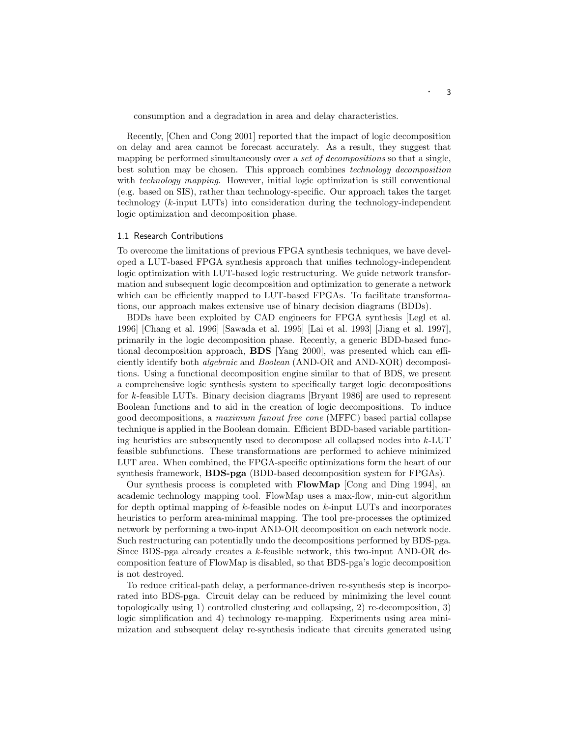consumption and a degradation in area and delay characteristics.

Recently, [Chen and Cong 2001] reported that the impact of logic decomposition on delay and area cannot be forecast accurately. As a result, they suggest that mapping be performed simultaneously over a *set of decompositions* so that a single, best solution may be chosen. This approach combines *technology decomposition* with *technology mapping*. However, initial logic optimization is still conventional (e.g. based on SIS), rather than technology-specific. Our approach takes the target technology ($k$-input LUTs) into consideration during the technology-independent logic optimization and decomposition phase.

### 1.1 Research Contributions

To overcome the limitations of previous FPGA synthesis techniques, we have developed a LUT-based FPGA synthesis approach that unifies technology-independent logic optimization with LUT-based logic restructuring. We guide network transformation and subsequent logic decomposition and optimization to generate a network which can be efficiently mapped to LUT-based FPGAs. To facilitate transformations, our approach makes extensive use of binary decision diagrams (BDDs).

BDDs have been exploited by CAD engineers for FPGA synthesis [Legl et al. 1996] [Chang et al. 1996] [Sawada et al. 1995] [Lai et al. 1993] [Jiang et al. 1997], primarily in the logic decomposition phase. Recently, a generic BDD-based functional decomposition approach, **BDS** [Yang 2000], was presented which can efficiently identify both *algebraic* and *Boolean* (AND-OR and AND-XOR) decompositions. Using a functional decomposition engine similar to that of BDS, we present a comprehensive logic synthesis system to specifically target logic decompositions for $k$-feasible LUTs. Binary decision diagrams [Bryant 1986] are used to represent Boolean functions and to aid in the creation of logic decompositions. To induce good decompositions, a *maximum fanout free cone* (MFFC) based partial collapse technique is applied in the Boolean domain. Efficient BDD-based variable partitioning heuristics are subsequently used to decompose all collapsed nodes into $k$-LUT feasible subfunctions. These transformations are performed to achieve minimized LUT area. When combined, the FPGA-specific optimizations form the heart of our synthesis framework, **BDS-pga** (BDD-based decomposition system for FPGAs).

Our synthesis process is completed with **FlowMap** [Cong and Ding 1994], an academic technology mapping tool. FlowMap uses a max-flow, min-cut algorithm for depth optimal mapping of $k$-feasible nodes on $k$-input LUTs and incorporates heuristics to perform area-minimal mapping. The tool pre-processes the optimized network by performing a two-input AND-OR decomposition on each network node. Such restructuring can potentially undo the decompositions performed by BDS-pga. Since BDS-pga already creates a $k$-feasible network, this two-input AND-OR decomposition feature of FlowMap is disabled, so that BDS-pga's logic decomposition is not destroyed.

To reduce critical-path delay, a performance-driven re-synthesis step is incorporated into BDS-pga. Circuit delay can be reduced by minimizing the level count topologically using 1) controlled clustering and collapsing, 2) re-decomposition, 3) logic simplification and 4) technology re-mapping. Experiments using area minimization and subsequent delay re-synthesis indicate that circuits generated using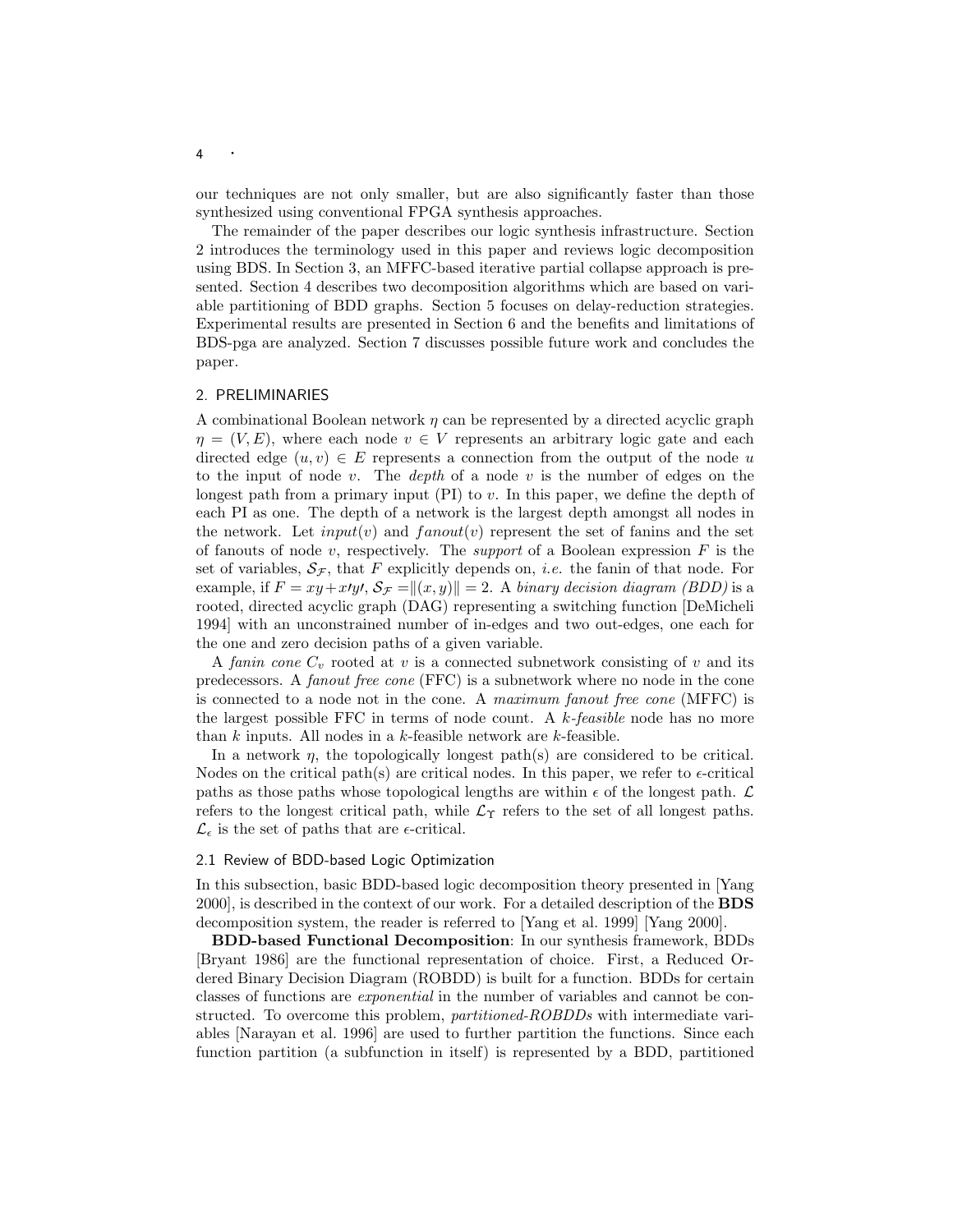our techniques are not only smaller, but are also significantly faster than those synthesized using conventional FPGA synthesis approaches.

The remainder of the paper describes our logic synthesis infrastructure. Section 2 introduces the terminology used in this paper and reviews logic decomposition using BDS. In Section 3, an MFFC-based iterative partial collapse approach is presented. Section 4 describes two decomposition algorithms which are based on variable partitioning of BDD graphs. Section 5 focuses on delay-reduction strategies. Experimental results are presented in Section 6 and the benefits and limitations of BDS-pga are analyzed. Section 7 discusses possible future work and concludes the paper.

## 2. PRELIMINARIES

A combinational Boolean network $\eta$ can be represented by a directed acyclic graph $\eta = (V, E)$, where each node $v \in V$ represents an arbitrary logic gate and each directed edge $(u, v) \in E$ represents a connection from the output of the node $u$ to the input of node $v$. The *depth* of a node $v$ is the number of edges on the longest path from a primary input (PI) to $v$. In this paper, we define the depth of each PI as one. The depth of a network is the largest depth amongst all nodes in the network. Let $input(v)$ and $fanout(v)$ represent the set of fanins and the set of fanouts of node $v$, respectively. The *support* of a Boolean expression $F$ is the set of variables, $\mathcal{S}_\mathcal{F}$, that $F$ explicitly depends on, *i.e.* the fanin of that node. For example, if $F = xy + x\prime y\prime$, $\mathcal{S}_\mathcal{F} = \|(x, y)\| = 2$. A *binary decision diagram (BDD)* is a rooted, directed acyclic graph (DAG) representing a switching function [DeMicheli 1994] with an unconstrained number of in-edges and two out-edges, one each for the one and zero decision paths of a given variable.

A *fanin cone* $C_v$ rooted at $v$ is a connected subnetwork consisting of $v$ and its predecessors. A *fanout free cone* (FFC) is a subnetwork where no node in the cone is connected to a node not in the cone. A *maximum fanout free cone* (MFFC) is the largest possible FFC in terms of node count. A *k-feasible* node has no more than $k$ inputs. All nodes in a $k$-feasible network are $k$-feasible.

In a network $\eta$, the topologically longest path(s) are considered to be critical. Nodes on the critical path(s) are critical nodes. In this paper, we refer to $\epsilon$-critical paths as those paths whose topological lengths are within $\epsilon$ of the longest path. $\mathcal{L}$ refers to the longest critical path, while $\mathcal{L}_\Upsilon$ refers to the set of all longest paths. $\mathcal{L}_\epsilon$ is the set of paths that are $\epsilon$-critical.

### 2.1 Review of BDD-based Logic Optimization

In this subsection, basic BDD-based logic decomposition theory presented in [Yang 2000], is described in the context of our work. For a detailed description of the **BDS** decomposition system, the reader is referred to [Yang et al. 1999] [Yang 2000].

**BDD-based Functional Decomposition**: In our synthesis framework, BDDs [Bryant 1986] are the functional representation of choice. First, a Reduced Ordered Binary Decision Diagram (ROBDD) is built for a function. BDDs for certain classes of functions are *exponential* in the number of variables and cannot be constructed. To overcome this problem, *partitioned-ROBDDs* with intermediate variables [Narayan et al. 1996] are used to further partition the functions. Since each function partition (a subfunction in itself) is represented by a BDD, partitioned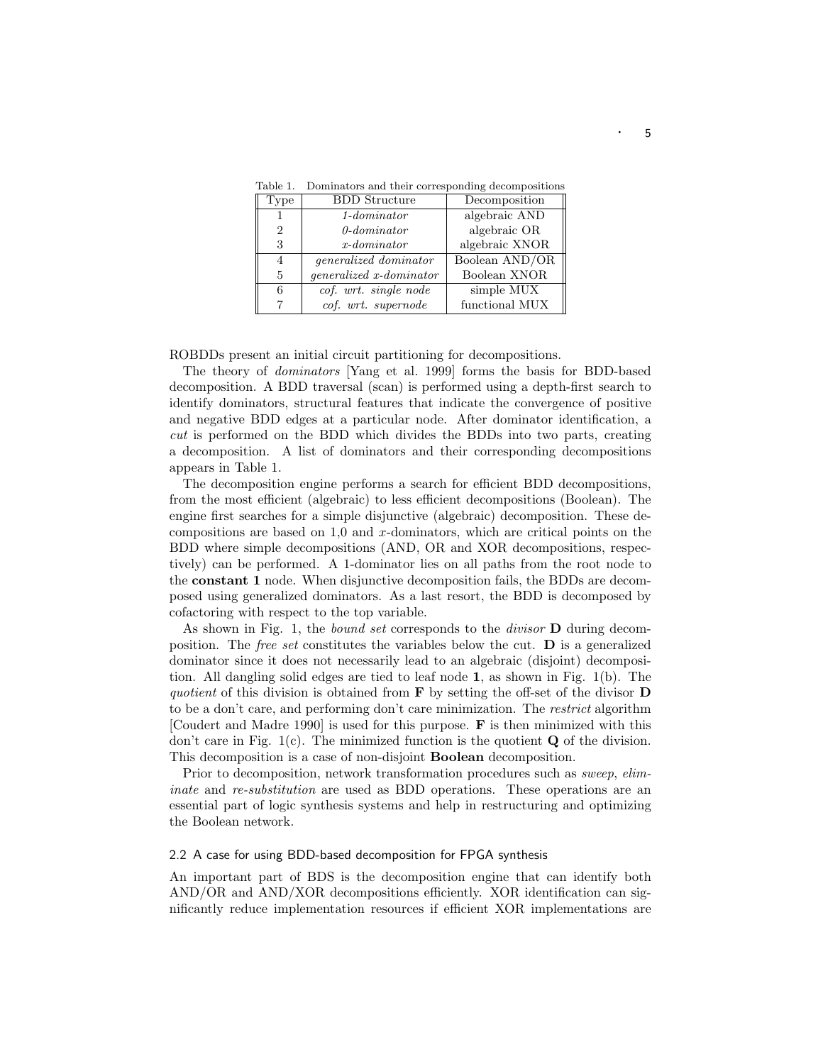Table 1. Dominators and their corresponding decompositions

| Type | BDD Structure | Decomposition |
|---|---|---|
| 1 | *1-dominator* | algebraic AND |
| 2 | *0-dominator* | algebraic OR |
| 3 | *x-dominator* | algebraic XNOR |
| 4 | *generalized dominator* | Boolean AND/OR |
| 5 | *generalized x-dominator* | Boolean XNOR |
| 6 | *cof. wrt. single node* | simple MUX |
| 7 | *cof. wrt. supernode* | functional MUX |

ROBDDs present an initial circuit partitioning for decompositions.

The theory of *dominators* [Yang et al. 1999] forms the basis for BDD-based decomposition. A BDD traversal (scan) is performed using a depth-first search to identify dominators, structural features that indicate the convergence of positive and negative BDD edges at a particular node. After dominator identification, a *cut* is performed on the BDD which divides the BDDs into two parts, creating a decomposition. A list of dominators and their corresponding decompositions appears in Table 1.

The decomposition engine performs a search for efficient BDD decompositions, from the most efficient (algebraic) to less efficient decompositions (Boolean). The engine first searches for a simple disjunctive (algebraic) decomposition. These decompositions are based on 1,0 and $x$-dominators, which are critical points on the BDD where simple decompositions (AND, OR and XOR decompositions, respectively) can be performed. A 1-dominator lies on all paths from the root node to the **constant 1** node. When disjunctive decomposition fails, the BDDs are decomposed using generalized dominators. As a last resort, the BDD is decomposed by cofactoring with respect to the top variable.

As shown in Fig. 1, the *bound set* corresponds to the *divisor* **D** during decomposition. The *free set* constitutes the variables below the cut. **D** is a generalized dominator since it does not necessarily lead to an algebraic (disjoint) decomposition. All dangling solid edges are tied to leaf node **1**, as shown in Fig. 1(b). The *quotient* of this division is obtained from **F** by setting the off-set of the divisor **D** to be a don't care, and performing don't care minimization. The *restrict* algorithm [Coudert and Madre 1990] is used for this purpose. **F** is then minimized with this don't care in Fig. 1(c). The minimized function is the quotient **Q** of the division. This decomposition is a case of non-disjoint **Boolean** decomposition.

Prior to decomposition, network transformation procedures such as *sweep*, *eliminate* and *re-substitution* are used as BDD operations. These operations are an essential part of logic synthesis systems and help in restructuring and optimizing the Boolean network.

### 2.2 A case for using BDD-based decomposition for FPGA synthesis

An important part of BDS is the decomposition engine that can identify both AND/OR and AND/XOR decompositions efficiently. XOR identification can significantly reduce implementation resources if efficient XOR implementations are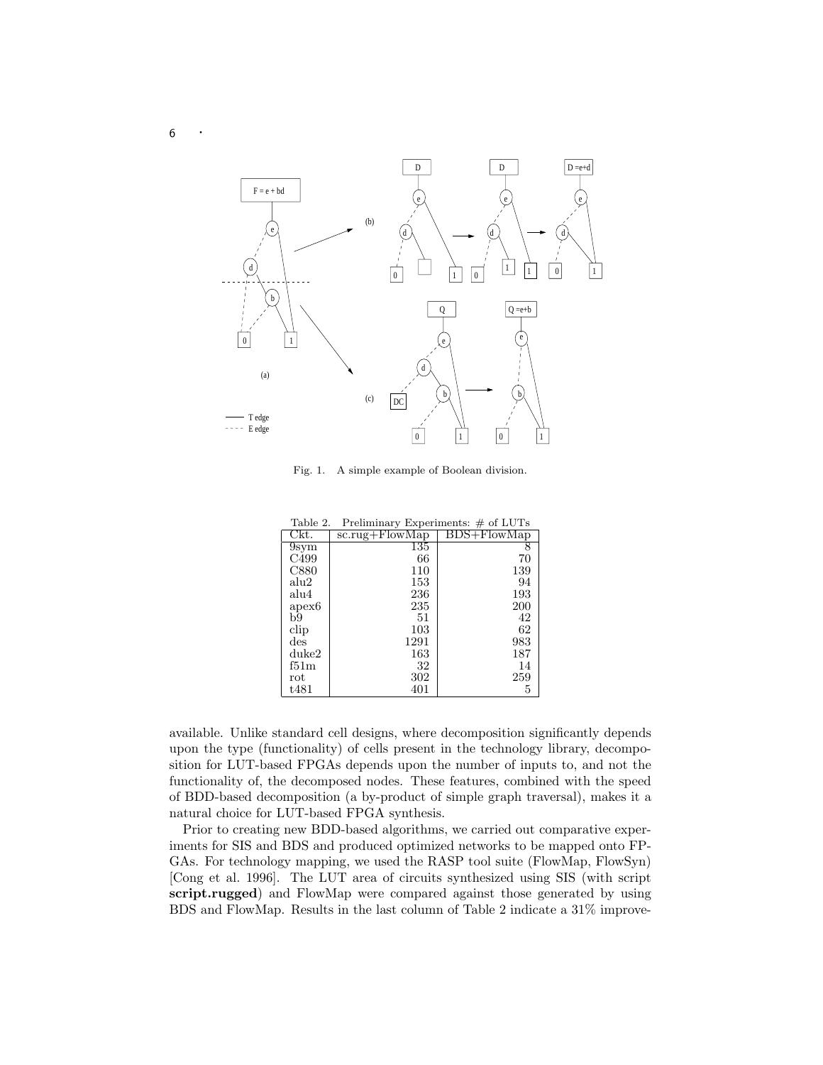Fig. 1. A simple example of Boolean division.

Table 2. Preliminary Experiments: # of LUTs

| Ckt. | sc.rug+FlowMap | BDS+FlowMap |
|---|---|---|
| 9sym | 135 | 8 |
| C499 | 66 | 70 |
| C880 | 110 | 139 |
| alu2 | 153 | 94 |
| alu4 | 236 | 193 |
| apex6 | 235 | 200 |
| b9 | 51 | 42 |
| clip | 103 | 62 |
| des | 1291 | 983 |
| duke2 | 163 | 187 |
| f51m | 32 | 14 |
| rot | 302 | 259 |
| t481 | 401 | 5 |

available. Unlike standard cell designs, where decomposition significantly depends upon the type (functionality) of cells present in the technology library, decomposition for LUT-based FPGAs depends upon the number of inputs to, and not the functionality of, the decomposed nodes. These features, combined with the speed of BDD-based decomposition (a by-product of simple graph traversal), makes it a natural choice for LUT-based FPGA synthesis.

Prior to creating new BDD-based algorithms, we carried out comparative experiments for SIS and BDS and produced optimized networks to be mapped onto FPGAs. For technology mapping, we used the RASP tool suite (FlowMap, FlowSyn) [Cong et al. 1996]. The LUT area of circuits synthesized using SIS (with script **script.rugged**) and FlowMap were compared against those generated by using BDS and FlowMap. Results in the last column of Table 2 indicate a 31% improve-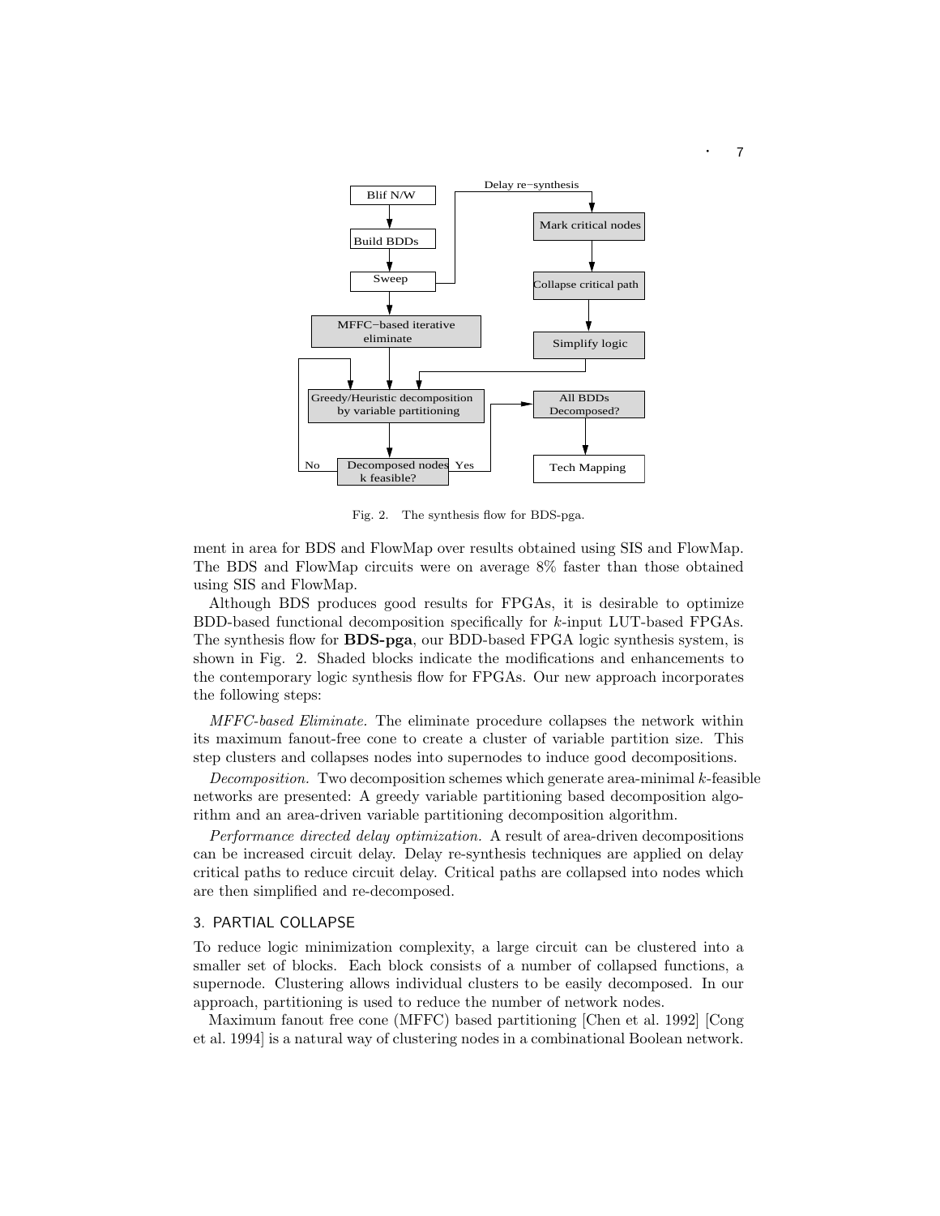Fig. 2. The synthesis flow for BDS-pga.

ment in area for BDS and FlowMap over results obtained using SIS and FlowMap. The BDS and FlowMap circuits were on average 8% faster than those obtained using SIS and FlowMap.

Although BDS produces good results for FPGAs, it is desirable to optimize BDD-based functional decomposition specifically for $k$-input LUT-based FPGAs. The synthesis flow for **BDS-pga**, our BDD-based FPGA logic synthesis system, is shown in Fig. 2. Shaded blocks indicate the modifications and enhancements to the contemporary logic synthesis flow for FPGAs. Our new approach incorporates the following steps:

*MFFC-based Eliminate.* The eliminate procedure collapses the network within its maximum fanout-free cone to create a cluster of variable partition size. This step clusters and collapses nodes into supernodes to induce good decompositions.

*Decomposition.* Two decomposition schemes which generate area-minimal $k$-feasible networks are presented: A greedy variable partitioning based decomposition algorithm and an area-driven variable partitioning decomposition algorithm.

*Performance directed delay optimization.* A result of area-driven decompositions can be increased circuit delay. Delay re-synthesis techniques are applied on delay critical paths to reduce circuit delay. Critical paths are collapsed into nodes which are then simplified and re-decomposed.

## 3. PARTIAL COLLAPSE

To reduce logic minimization complexity, a large circuit can be clustered into a smaller set of blocks. Each block consists of a number of collapsed functions, a supernode. Clustering allows individual clusters to be easily decomposed. In our approach, partitioning is used to reduce the number of network nodes.

Maximum fanout free cone (MFFC) based partitioning [Chen et al. 1992] [Cong et al. 1994] is a natural way of clustering nodes in a combinational Boolean network.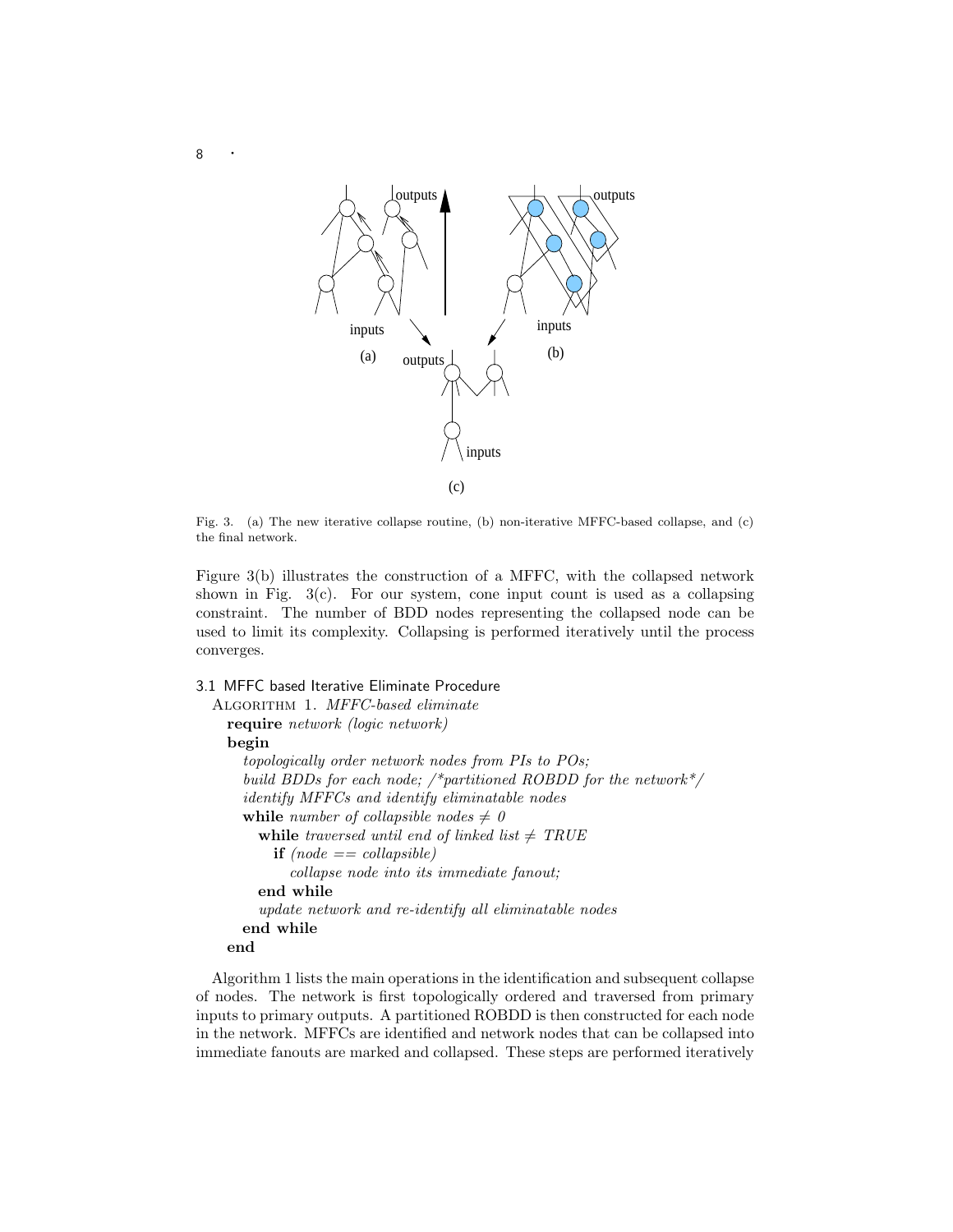Fig. 3. (a) The new iterative collapse routine, (b) non-iterative MFFC-based collapse, and (c) the final network.

Figure 3(b) illustrates the construction of a MFFC, with the collapsed network shown in Fig. 3(c). For our system, cone input count is used as a collapsing constraint. The number of BDD nodes representing the collapsed node can be used to limit its complexity. Collapsing is performed iteratively until the process converges.

### 3.1 MFFC based Iterative Eliminate Procedure

Algorithm 1. *MFFC-based eliminate*

**require** *network (logic network)*
**begin**
&nbsp;&nbsp;*topologically order network nodes from PIs to POs;*
&nbsp;&nbsp;*build BDDs for each node; /*partitioned ROBDD for the network*/*
&nbsp;&nbsp;*identify MFFCs and identify eliminatable nodes*
&nbsp;&nbsp;**while** *number of collapsible nodes* $\neq 0$
&nbsp;&nbsp;&nbsp;&nbsp;**while** *traversed until end of linked list* $\neq$ *TRUE*
&nbsp;&nbsp;&nbsp;&nbsp;&nbsp;&nbsp;**if** *(node == collapsible)*
&nbsp;&nbsp;&nbsp;&nbsp;&nbsp;&nbsp;&nbsp;&nbsp;*collapse node into its immediate fanout;*
&nbsp;&nbsp;&nbsp;&nbsp;**end while**
&nbsp;&nbsp;&nbsp;&nbsp;*update network and re-identify all eliminatable nodes*
&nbsp;&nbsp;**end while**
**end**

Algorithm 1 lists the main operations in the identification and subsequent collapse of nodes. The network is first topologically ordered and traversed from primary inputs to primary outputs. A partitioned ROBDD is then constructed for each node in the network. MFFCs are identified and network nodes that can be collapsed into immediate fanouts are marked and collapsed. These steps are performed iteratively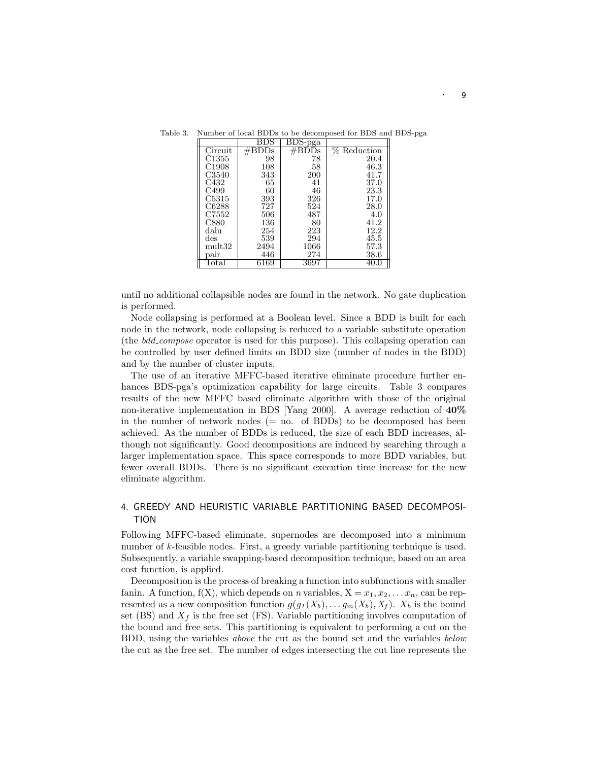Table 3. Number of local BDDs to be decomposed for BDS and BDS-pga

| | BDS | BDS-pga | |
|---|---|---|---|
| Circuit | #BDDs | #BDDs | % Reduction |
| C1355 | 98 | 78 | 20.4 |
| C1908 | 108 | 58 | 46.3 |
| C3540 | 343 | 200 | 41.7 |
| C432 | 65 | 41 | 37.0 |
| C499 | 60 | 46 | 23.3 |
| C5315 | 393 | 326 | 17.0 |
| C6288 | 727 | 524 | 28.0 |
| C7552 | 506 | 487 | 4.0 |
| C880 | 136 | 80 | 41.2 |
| dalu | 254 | 223 | 12.2 |
| des | 539 | 294 | 45.5 |
| mult32 | 2494 | 1066 | 57.3 |
| pair | 446 | 274 | 38.6 |
| Total | 6169 | 3697 | 40.0 |

until no additional collapsible nodes are found in the network. No gate duplication is performed.

Node collapsing is performed at a Boolean level. Since a BDD is built for each node in the network, node collapsing is reduced to a variable substitute operation (the *bdd_compose* operator is used for this purpose). This collapsing operation can be controlled by user defined limits on BDD size (number of nodes in the BDD) and by the number of cluster inputs.

The use of an iterative MFFC-based iterative eliminate procedure further enhances BDS-pga's optimization capability for large circuits. Table 3 compares results of the new MFFC based eliminate algorithm with those of the original non-iterative implementation in BDS [Yang 2000]. A average reduction of **40%** in the number of network nodes (= no. of BDDs) to be decomposed has been achieved. As the number of BDDs is reduced, the size of each BDD increases, although not significantly. Good decompositions are induced by searching through a larger implementation space. This space corresponds to more BDD variables, but fewer overall BDDs. There is no significant execution time increase for the new eliminate algorithm.

## 4. GREEDY AND HEURISTIC VARIABLE PARTITIONING BASED DECOMPOSITION

Following MFFC-based eliminate, supernodes are decomposed into a minimum number of $k$-feasible nodes. First, a greedy variable partitioning technique is used. Subsequently, a variable swapping-based decomposition technique, based on an area cost function, is applied.

Decomposition is the process of breaking a function into subfunctions with smaller fanin. A function, f(X), which depends on $n$ variables, $X = x_1, x_2, \ldots x_n$, can be represented as a new composition function $g(g_1(X_b), \ldots g_m(X_b), X_f)$. $X_b$ is the bound set (BS) and $X_f$ is the free set (FS). Variable partitioning involves computation of the bound and free sets. This partitioning is equivalent to performing a cut on the BDD, using the variables *above* the cut as the bound set and the variables *below* the cut as the free set. The number of edges intersecting the cut line represents the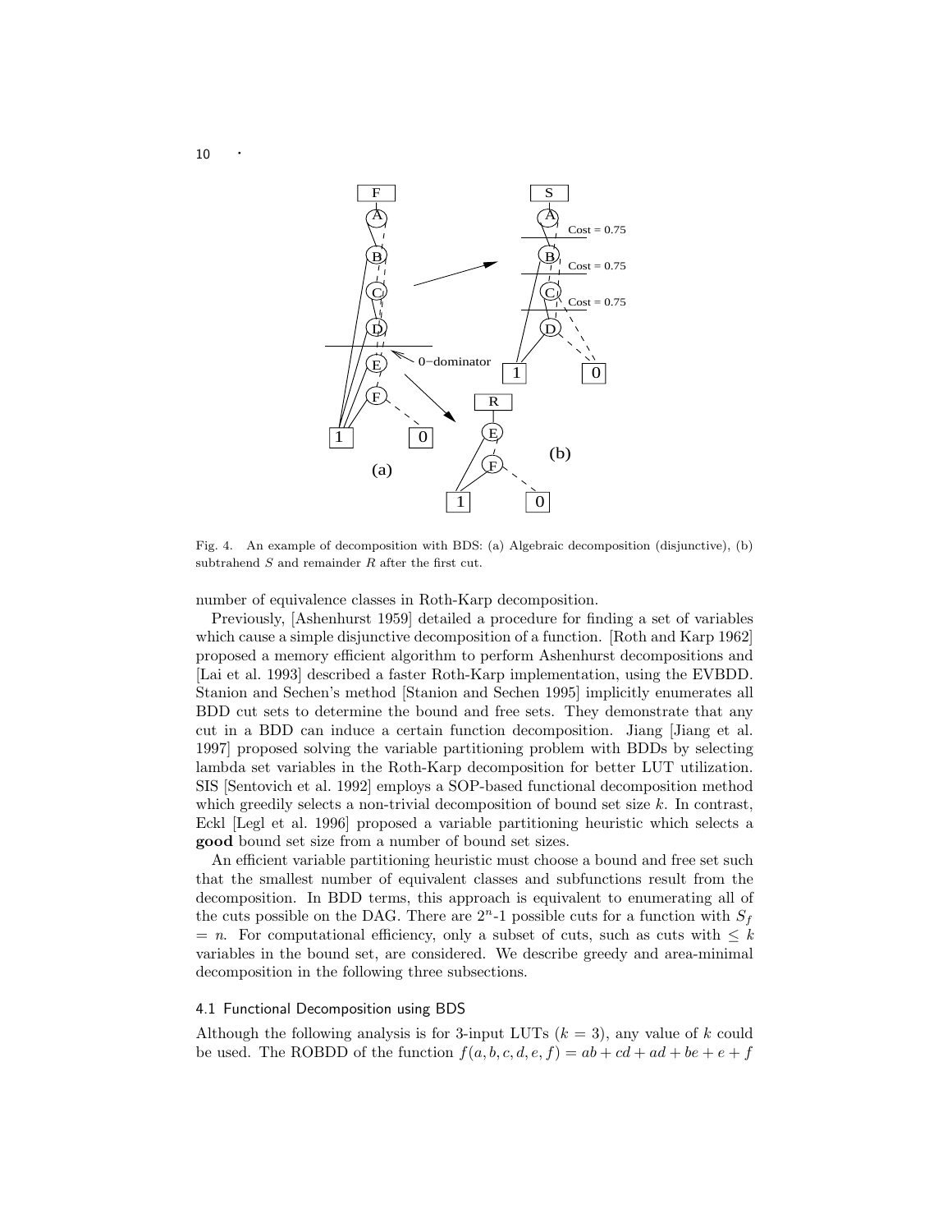Fig. 4. An example of decomposition with BDS: (a) Algebraic decomposition (disjunctive), (b) subtrahend $S$ and remainder $R$ after the first cut.

number of equivalence classes in Roth-Karp decomposition.

Previously, [Ashenhurst 1959] detailed a procedure for finding a set of variables which cause a simple disjunctive decomposition of a function. [Roth and Karp 1962] proposed a memory efficient algorithm to perform Ashenhurst decompositions and [Lai et al. 1993] described a faster Roth-Karp implementation, using the EVBDD. Stanion and Sechen's method [Stanion and Sechen 1995] implicitly enumerates all BDD cut sets to determine the bound and free sets. They demonstrate that any cut in a BDD can induce a certain function decomposition. Jiang [Jiang et al. 1997] proposed solving the variable partitioning problem with BDDs by selecting lambda set variables in the Roth-Karp decomposition for better LUT utilization. SIS [Sentovich et al. 1992] employs a SOP-based functional decomposition method which greedily selects a non-trivial decomposition of bound set size $k$. In contrast, Eckl [Legl et al. 1996] proposed a variable partitioning heuristic which selects a **good** bound set size from a number of bound set sizes.

An efficient variable partitioning heuristic must choose a bound and free set such that the smallest number of equivalent classes and subfunctions result from the decomposition. In BDD terms, this approach is equivalent to enumerating all of the cuts possible on the DAG. There are $2^n$-1 possible cuts for a function with $S_f = n$. For computational efficiency, only a subset of cuts, such as cuts with $\leq k$ variables in the bound set, are considered. We describe greedy and area-minimal decomposition in the following three subsections.

### 4.1 Functional Decomposition using BDS

Although the following analysis is for 3-input LUTs ($k = 3$), any value of $k$ could be used. The ROBDD of the function $f(a, b, c, d, e, f) = ab + cd + ad + be + e + f$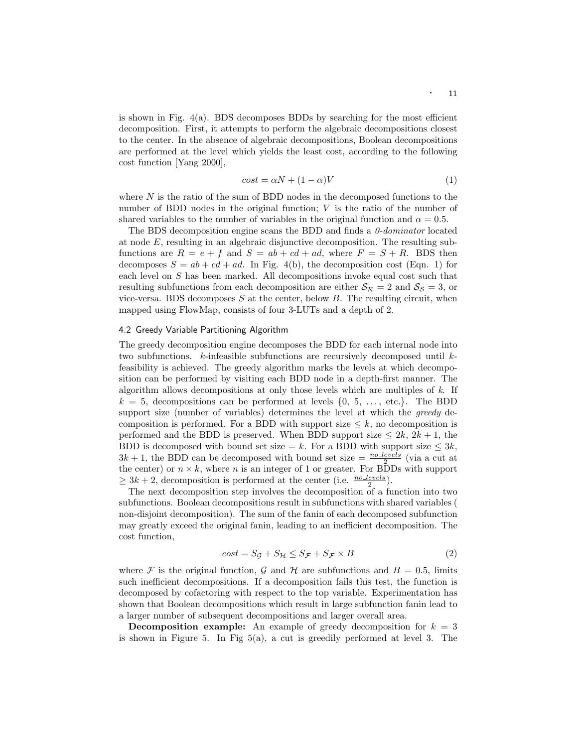is shown in Fig. 4(a). BDS decomposes BDDs by searching for the most efficient decomposition. First, it attempts to perform the algebraic decompositions closest to the center. In the absence of algebraic decompositions, Boolean decompositions are performed at the level which yields the least cost, according to the following cost function [Yang 2000],

$$cost = \alpha N + (1 - \alpha)V \tag{1}$$

where $N$ is the ratio of the sum of BDD nodes in the decomposed functions to the number of BDD nodes in the original function; $V$ is the ratio of the number of shared variables to the number of variables in the original function and $\alpha = 0.5$.

The BDS decomposition engine scans the BDD and finds a *0-dominator* located at node $E$, resulting in an algebraic disjunctive decomposition. The resulting subfunctions are $R = e + f$ and $S = ab + cd + ad$, where $F = S + R$. BDS then decomposes $S = ab + cd + ad$. In Fig. 4(b), the decomposition cost (Eqn. 1) for each level on $S$ has been marked. All decompositions invoke equal cost such that resulting subfunctions from each decomposition are either $\mathcal{S}_{\mathcal{R}} = 2$ and $\mathcal{S}_{\mathcal{S}} = 3$, or vice-versa. BDS decomposes $S$ at the center, below $B$. The resulting circuit, when mapped using FlowMap, consists of four 3-LUTs and a depth of 2.

### 4.2 Greedy Variable Partitioning Algorithm

The greedy decomposition engine decomposes the BDD for each internal node into two subfunctions. $k$-infeasible subfunctions are recursively decomposed until $k$-feasibility is achieved. The greedy algorithm marks the levels at which decomposition can be performed by visiting each BDD node in a depth-first manner. The algorithm allows decompositions at only those levels which are multiples of $k$. If $k = 5$, decompositions can be performed at levels $\{0, 5, \ldots, \text{etc.}\}$. The BDD support size (number of variables) determines the level at which the *greedy* decomposition is performed. For a BDD with support size $\leq k$, no decomposition is performed and the BDD is preserved. When BDD support size $\leq 2k$, $2k + 1$, the BDD is decomposed with bound set size $= k$. For a BDD with support size $\leq 3k$, $3k + 1$, the BDD can be decomposed with bound set size $= \frac{no\_levels}{2}$ (via a cut at the center) or $n \times k$, where $n$ is an integer of 1 or greater. For BDDs with support $\geq 3k + 2$, decomposition is performed at the center (i.e. $\frac{no\_levels}{2}$).

The next decomposition step involves the decomposition of a function into two subfunctions. Boolean decompositions result in subfunctions with shared variables ( non-disjoint decomposition). The sum of the fanin of each decomposed subfunction may greatly exceed the original fanin, leading to an inefficient decomposition. The cost function,

$$cost = S_{\mathcal{G}} + S_{\mathcal{H}} \leq S_{\mathcal{F}} + S_{\mathcal{F}} \times B \tag{2}$$

where $\mathcal{F}$ is the original function, $\mathcal{G}$ and $\mathcal{H}$ are subfunctions and $B = 0.5$, limits such inefficient decompositions. If a decomposition fails this test, the function is decomposed by cofactoring with respect to the top variable. Experimentation has shown that Boolean decompositions which result in large subfunction fanin lead to a larger number of subsequent decompositions and larger overall area.

**Decomposition example:** An example of greedy decomposition for $k = 3$ is shown in Figure 5. In Fig 5(a), a cut is greedily performed at level 3. The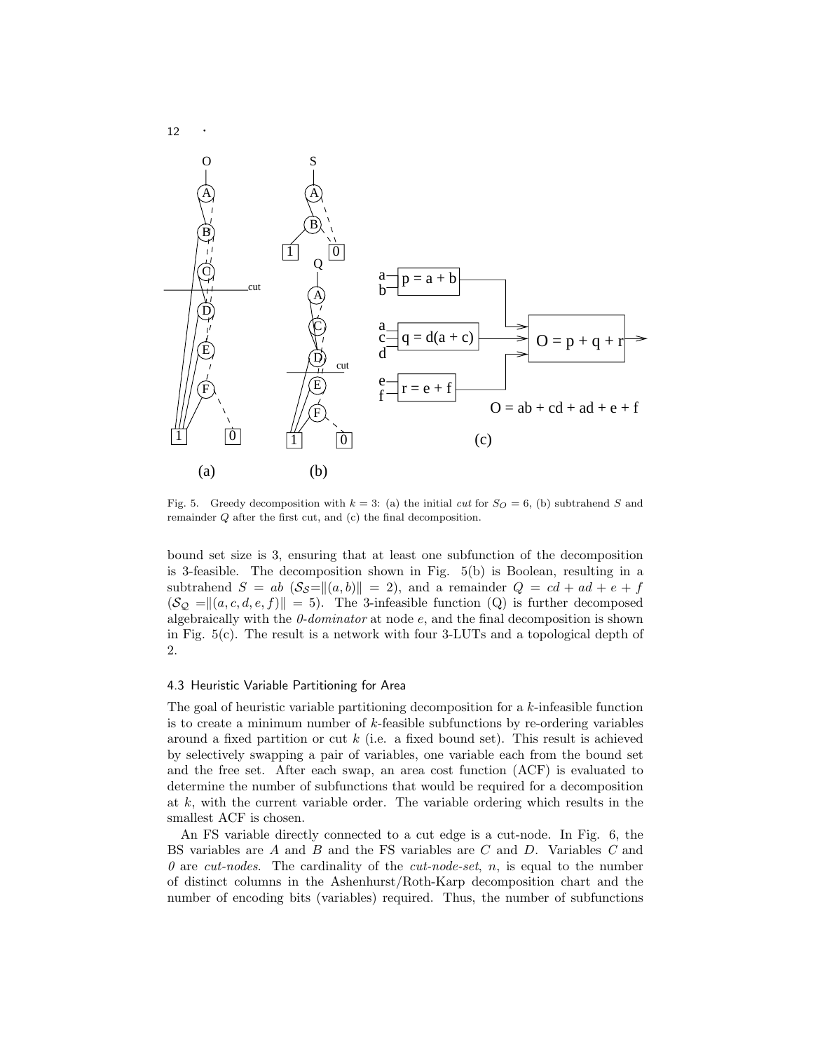Fig. 5. Greedy decomposition with $k = 3$: (a) the initial *cut* for $S_O = 6$, (b) subtrahend $S$ and remainder $Q$ after the first cut, and (c) the final decomposition.

bound set size is 3, ensuring that at least one subfunction of the decomposition is 3-feasible. The decomposition shown in Fig. 5(b) is Boolean, resulting in a subtrahend $S = ab$ ($\mathcal{S}_S = \|(a, b)\| = 2$), and a remainder $Q = cd + ad + e + f$ ($\mathcal{S}_Q = \|(a, c, d, e, f)\| = 5$). The 3-infeasible function (Q) is further decomposed algebraically with the *0-dominator* at node $e$, and the final decomposition is shown in Fig. 5(c). The result is a network with four 3-LUTs and a topological depth of 2.

### 4.3 Heuristic Variable Partitioning for Area

The goal of heuristic variable partitioning decomposition for a $k$-infeasible function is to create a minimum number of $k$-feasible subfunctions by re-ordering variables around a fixed partition or cut $k$ (i.e. a fixed bound set). This result is achieved by selectively swapping a pair of variables, one variable each from the bound set and the free set. After each swap, an area cost function (ACF) is evaluated to determine the number of subfunctions that would be required for a decomposition at $k$, with the current variable order. The variable ordering which results in the smallest ACF is chosen.

An FS variable directly connected to a cut edge is a cut-node. In Fig. 6, the BS variables are $A$ and $B$ and the FS variables are $C$ and $D$. Variables $C$ and *0* are *cut-nodes*. The cardinality of the *cut-node-set*, $n$, is equal to the number of distinct columns in the Ashenhurst/Roth-Karp decomposition chart and the number of encoding bits (variables) required. Thus, the number of subfunctions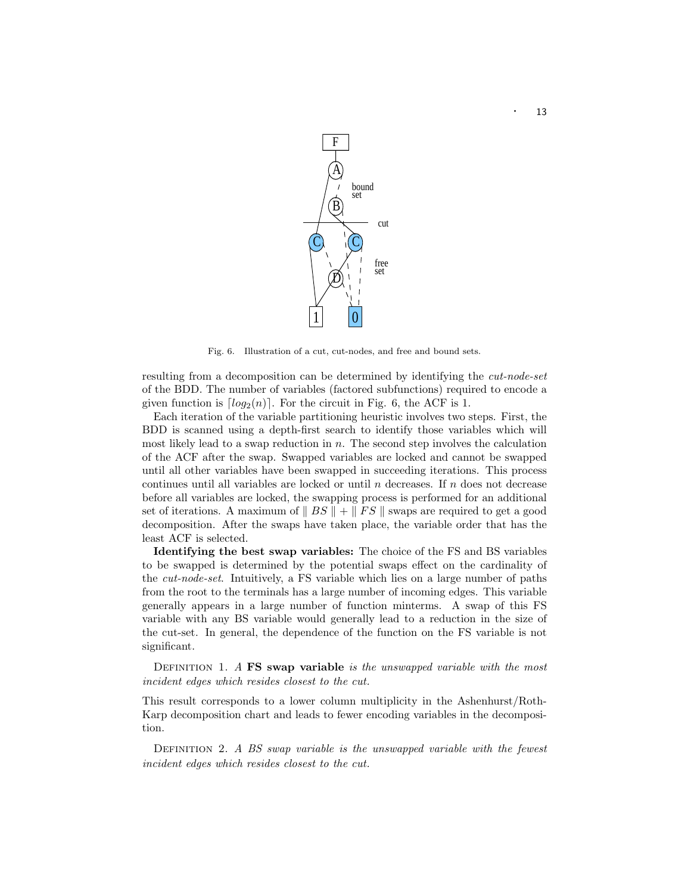Fig. 6. Illustration of a cut, cut-nodes, and free and bound sets.

resulting from a decomposition can be determined by identifying the *cut-node-set* of the BDD. The number of variables (factored subfunctions) required to encode a given function is $\lceil log_2(n) \rceil$. For the circuit in Fig. 6, the ACF is 1.

Each iteration of the variable partitioning heuristic involves two steps. First, the BDD is scanned using a depth-first search to identify those variables which will most likely lead to a swap reduction in $n$. The second step involves the calculation of the ACF after the swap. Swapped variables are locked and cannot be swapped until all other variables have been swapped in succeeding iterations. This process continues until all variables are locked or until $n$ decreases. If $n$ does not decrease before all variables are locked, the swapping process is performed for an additional set of iterations. A maximum of $\parallel BS \parallel + \parallel FS \parallel$ swaps are required to get a good decomposition. After the swaps have taken place, the variable order that has the least ACF is selected.

**Identifying the best swap variables:** The choice of the FS and BS variables to be swapped is determined by the potential swaps effect on the cardinality of the *cut-node-set*. Intuitively, a FS variable which lies on a large number of paths from the root to the terminals has a large number of incoming edges. This variable generally appears in a large number of function minterms. A swap of this FS variable with any BS variable would generally lead to a reduction in the size of the cut-set. In general, the dependence of the function on the FS variable is not significant.

DEFINITION 1. *A* **FS swap variable** *is the unswapped variable with the most incident edges which resides closest to the cut.*

This result corresponds to a lower column multiplicity in the Ashenhurst/Roth-Karp decomposition chart and leads to fewer encoding variables in the decomposition.

DEFINITION 2. *A BS swap variable is the unswapped variable with the fewest incident edges which resides closest to the cut.*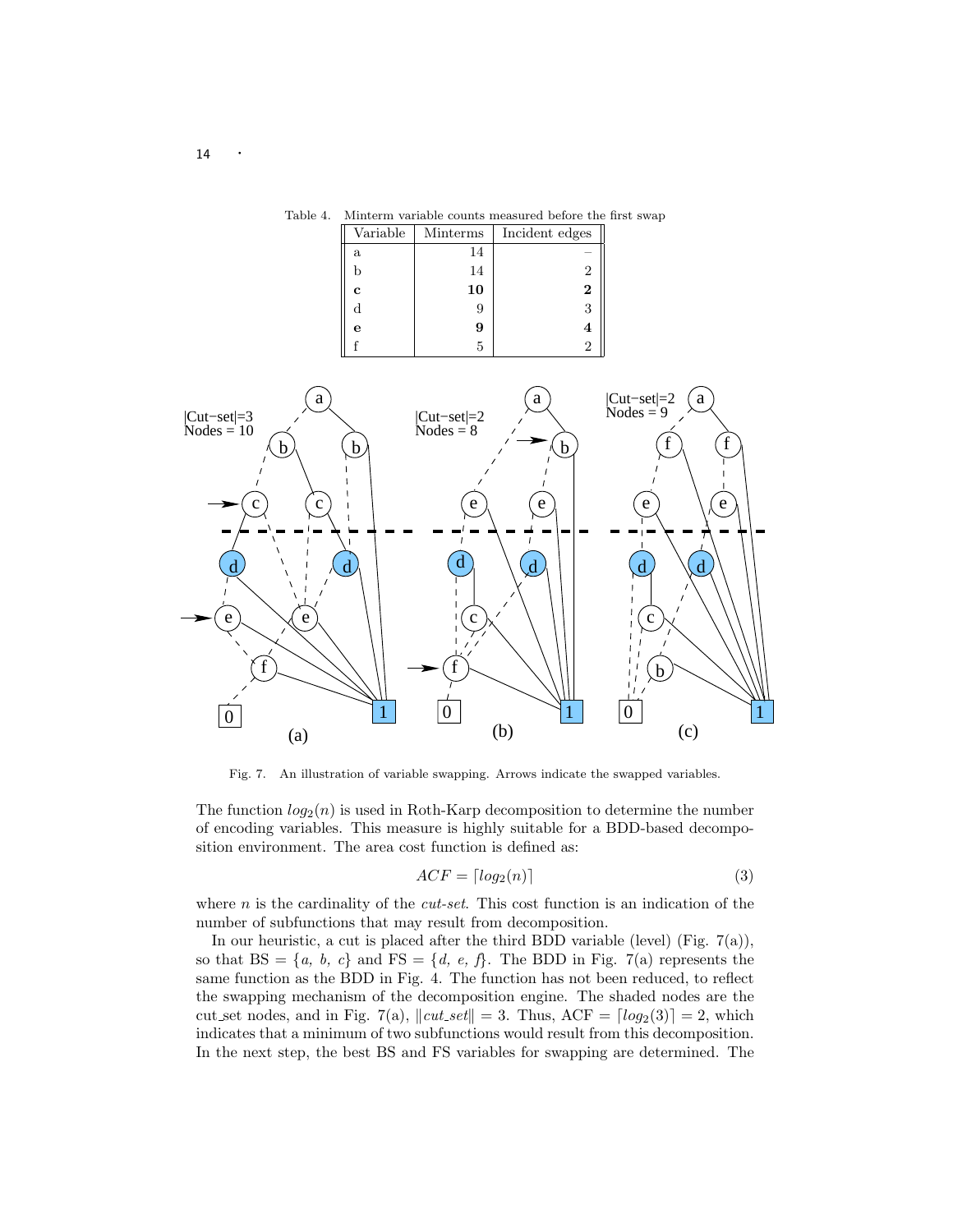Table 4. Minterm variable counts measured before the first swap

| Variable | Minterms | Incident edges |
|---|---|---|
| a | 14 | – |
| b | 14 | 2 |
| **c** | **10** | **2** |
| d | 9 | 3 |
| **e** | **9** | **4** |
| f | 5 | 2 |

Fig. 7. An illustration of variable swapping. Arrows indicate the swapped variables.

The function $log_2(n)$ is used in Roth-Karp decomposition to determine the number of encoding variables. This measure is highly suitable for a BDD-based decomposition environment. The area cost function is defined as:

$$ACF = \lceil log_2(n) \rceil \tag{3}$$

where $n$ is the cardinality of the *cut-set*. This cost function is an indication of the number of subfunctions that may result from decomposition.

In our heuristic, a cut is placed after the third BDD variable (level) (Fig. 7(a)), so that BS = $\{a,\ b,\ c\}$ and FS = $\{d,\ e,\ f\}$. The BDD in Fig. 7(a) represents the same function as the BDD in Fig. 4. The function has not been reduced, to reflect the swapping mechanism of the decomposition engine. The shaded nodes are the cut_set nodes, and in Fig. 7(a), $\|cut\_set\| = 3$. Thus, ACF = $\lceil log_2(3) \rceil = 2$, which indicates that a minimum of two subfunctions would result from this decomposition. In the next step, the best BS and FS variables for swapping are determined. The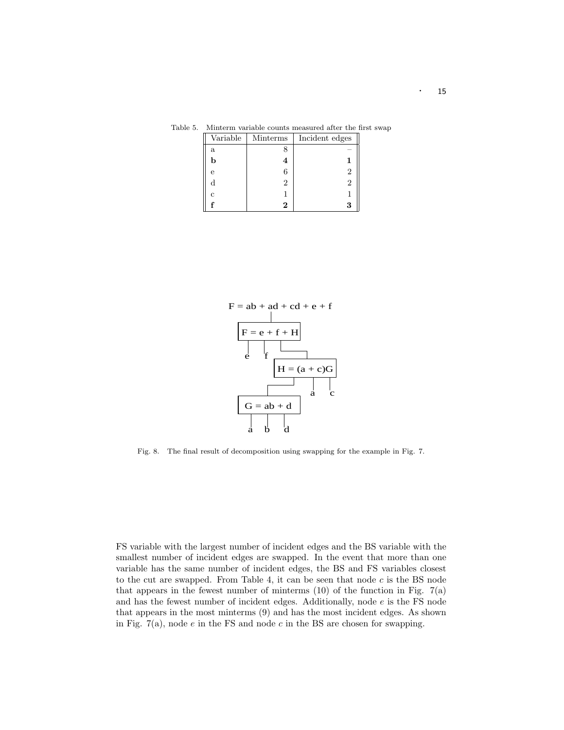Table 5. Minterm variable counts measured after the first swap

| Variable | Minterms | Incident edges |
|---|---|---|
| a | 8 | – |
| **b** | **4** | **1** |
| e | 6 | 2 |
| d | 2 | 2 |
| c | 1 | 1 |
| **f** | **2** | **3** |

$F = ab + ad + cd + e + f$

$F = e + f + H$

$H = (a + c)G$

$G = ab + d$

Fig. 8. The final result of decomposition using swapping for the example in Fig. 7.

FS variable with the largest number of incident edges and the BS variable with the smallest number of incident edges are swapped. In the event that more than one variable has the same number of incident edges, the BS and FS variables closest to the cut are swapped. From Table 4, it can be seen that node $c$ is the BS node that appears in the fewest number of minterms (10) of the function in Fig. 7(a) and has the fewest number of incident edges. Additionally, node $e$ is the FS node that appears in the most minterms (9) and has the most incident edges. As shown in Fig. 7(a), node $e$ in the FS and node $c$ in the BS are chosen for swapping.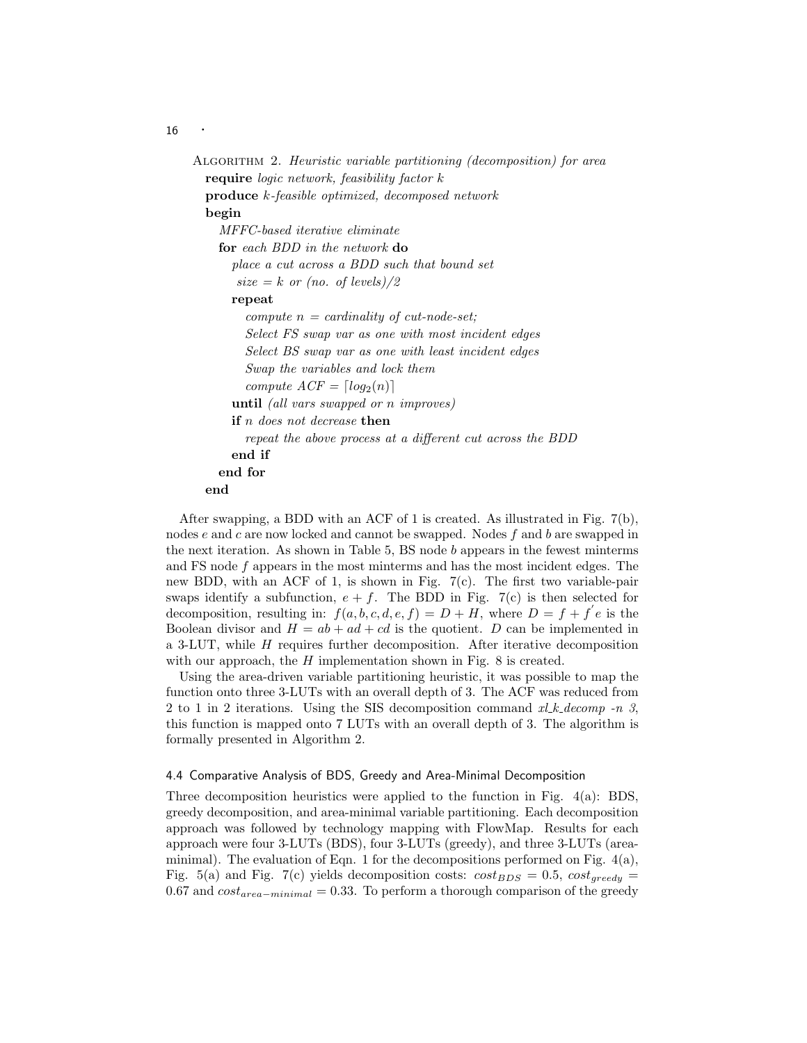Algorithm 2. *Heuristic variable partitioning (decomposition) for area*

```
require logic network, feasibility factor k
produce k-feasible optimized, decomposed network
begin
  MFFC-based iterative eliminate
  for each BDD in the network do
    place a cut across a BDD such that bound set
     size = k or (no. of levels)/2
    repeat
      compute n = cardinality of cut-node-set;
      Select FS swap var as one with most incident edges
      Select BS swap var as one with least incident edges
      Swap the variables and lock them
      compute ACF = ⌈log2(n)⌉
    until (all vars swapped or n improves)
    if n does not decrease then
      repeat the above process at a different cut across the BDD
    end if
  end for
end
```

After swapping, a BDD with an ACF of 1 is created. As illustrated in Fig. 7(b), nodes $e$ and $c$ are now locked and cannot be swapped. Nodes $f$ and $b$ are swapped in the next iteration. As shown in Table 5, BS node $b$ appears in the fewest minterms and FS node $f$ appears in the most minterms and has the most incident edges. The new BDD, with an ACF of 1, is shown in Fig. 7(c). The first two variable-pair swaps identify a subfunction, $e + f$. The BDD in Fig. 7(c) is then selected for decomposition, resulting in: $f(a, b, c, d, e, f) = D + H$, where $D = f + f'e$ is the Boolean divisor and $H = ab + ad + cd$ is the quotient. $D$ can be implemented in a 3-LUT, while $H$ requires further decomposition. After iterative decomposition with our approach, the $H$ implementation shown in Fig. 8 is created.

Using the area-driven variable partitioning heuristic, it was possible to map the function onto three 3-LUTs with an overall depth of 3. The ACF was reduced from 2 to 1 in 2 iterations. Using the SIS decomposition command *xl_k_decomp -n 3*, this function is mapped onto 7 LUTs with an overall depth of 3. The algorithm is formally presented in Algorithm 2.

### 4.4 Comparative Analysis of BDS, Greedy and Area-Minimal Decomposition

Three decomposition heuristics were applied to the function in Fig. 4(a): BDS, greedy decomposition, and area-minimal variable partitioning. Each decomposition approach was followed by technology mapping with FlowMap. Results for each approach were four 3-LUTs (BDS), four 3-LUTs (greedy), and three 3-LUTs (area-minimal). The evaluation of Eqn. 1 for the decompositions performed on Fig. 4(a), Fig. 5(a) and Fig. 7(c) yields decomposition costs: $cost_{BDS} = 0.5$, $cost_{greedy} = 0.67$ and $cost_{area-minimal} = 0.33$. To perform a thorough comparison of the greedy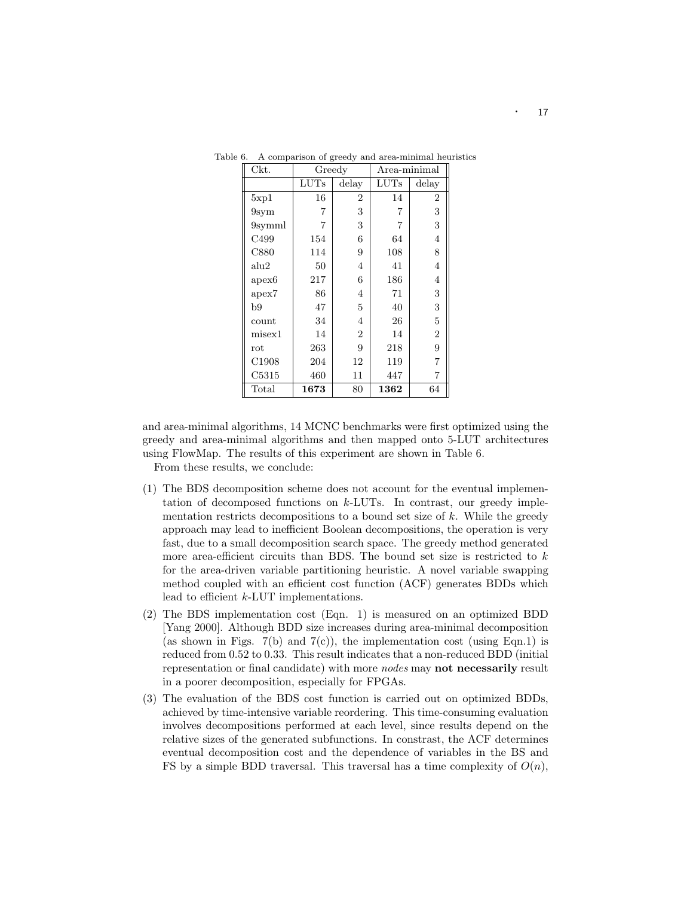Table 6. A comparison of greedy and area-minimal heuristics

| Ckt. | Greedy | | Area-minimal | |
|---|---|---|---|---|
| | LUTs | delay | LUTs | delay |
| 5xp1 | 16 | 2 | 14 | 2 |
| 9sym | 7 | 3 | 7 | 3 |
| 9symml | 7 | 3 | 7 | 3 |
| C499 | 154 | 6 | 64 | 4 |
| C880 | 114 | 9 | 108 | 8 |
| alu2 | 50 | 4 | 41 | 4 |
| apex6 | 217 | 6 | 186 | 4 |
| apex7 | 86 | 4 | 71 | 3 |
| b9 | 47 | 5 | 40 | 3 |
| count | 34 | 4 | 26 | 5 |
| misex1 | 14 | 2 | 14 | 2 |
| rot | 263 | 9 | 218 | 9 |
| C1908 | 204 | 12 | 119 | 7 |
| C5315 | 460 | 11 | 447 | 7 |
| Total | **1673** | 80 | **1362** | 64 |

and area-minimal algorithms, 14 MCNC benchmarks were first optimized using the greedy and area-minimal algorithms and then mapped onto 5-LUT architectures using FlowMap. The results of this experiment are shown in Table 6.

From these results, we conclude:

(1) The BDS decomposition scheme does not account for the eventual implementation of decomposed functions on $k$-LUTs. In contrast, our greedy implementation restricts decompositions to a bound set size of $k$. While the greedy approach may lead to inefficient Boolean decompositions, the operation is very fast, due to a small decomposition search space. The greedy method generated more area-efficient circuits than BDS. The bound set size is restricted to $k$ for the area-driven variable partitioning heuristic. A novel variable swapping method coupled with an efficient cost function (ACF) generates BDDs which lead to efficient $k$-LUT implementations.

(2) The BDS implementation cost (Eqn. 1) is measured on an optimized BDD [Yang 2000]. Although BDD size increases during area-minimal decomposition (as shown in Figs. 7(b) and 7(c)), the implementation cost (using Eqn.1) is reduced from 0.52 to 0.33. This result indicates that a non-reduced BDD (initial representation or final candidate) with more *nodes* may **not necessarily** result in a poorer decomposition, especially for FPGAs.

(3) The evaluation of the BDS cost function is carried out on optimized BDDs, achieved by time-intensive variable reordering. This time-consuming evaluation involves decompositions performed at each level, since results depend on the relative sizes of the generated subfunctions. In constrast, the ACF determines eventual decomposition cost and the dependence of variables in the BS and FS by a simple BDD traversal. This traversal has a time complexity of $O(n)$,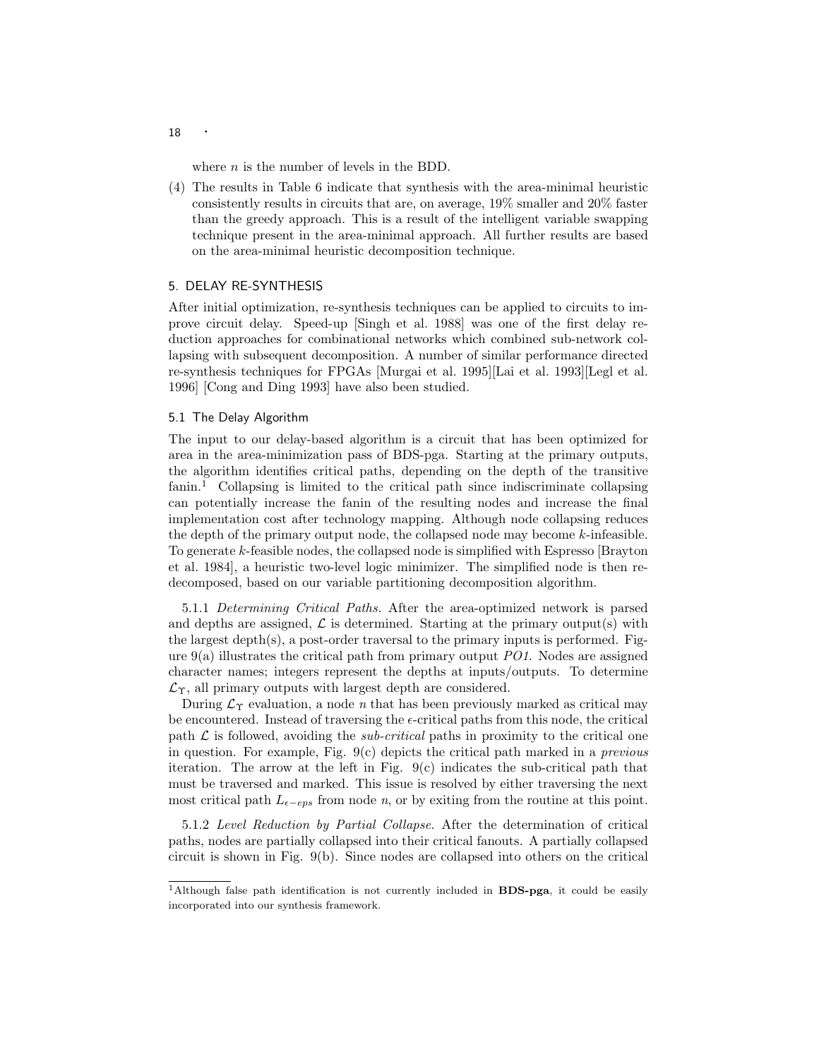where $n$ is the number of levels in the BDD.

(4) The results in Table 6 indicate that synthesis with the area-minimal heuristic consistently results in circuits that are, on average, 19% smaller and 20% faster than the greedy approach. This is a result of the intelligent variable swapping technique present in the area-minimal approach. All further results are based on the area-minimal heuristic decomposition technique.

## 5. DELAY RE-SYNTHESIS

After initial optimization, re-synthesis techniques can be applied to circuits to improve circuit delay. Speed-up [Singh et al. 1988] was one of the first delay reduction approaches for combinational networks which combined sub-network collapsing with subsequent decomposition. A number of similar performance directed re-synthesis techniques for FPGAs [Murgai et al. 1995][Lai et al. 1993][Legl et al. 1996] [Cong and Ding 1993] have also been studied.

### 5.1 The Delay Algorithm

The input to our delay-based algorithm is a circuit that has been optimized for area in the area-minimization pass of BDS-pga. Starting at the primary outputs, the algorithm identifies critical paths, depending on the depth of the transitive fanin.[1] Collapsing is limited to the critical path since indiscriminate collapsing can potentially increase the fanin of the resulting nodes and increase the final implementation cost after technology mapping. Although node collapsing reduces the depth of the primary output node, the collapsed node may become $k$-infeasible. To generate $k$-feasible nodes, the collapsed node is simplified with Espresso [Brayton et al. 1984], a heuristic two-level logic minimizer. The simplified node is then re-decomposed, based on our variable partitioning decomposition algorithm.

5.1.1 *Determining Critical Paths.* After the area-optimized network is parsed and depths are assigned, $\mathcal{L}$ is determined. Starting at the primary output(s) with the largest depth(s), a post-order traversal to the primary inputs is performed. Figure 9(a) illustrates the critical path from primary output *PO1*. Nodes are assigned character names; integers represent the depths at inputs/outputs. To determine $\mathcal{L}_{\Upsilon}$, all primary outputs with largest depth are considered.

During $\mathcal{L}_{\Upsilon}$ evaluation, a node $n$ that has been previously marked as critical may be encountered. Instead of traversing the $\epsilon$-critical paths from this node, the critical path $\mathcal{L}$ is followed, avoiding the *sub-critical* paths in proximity to the critical one in question. For example, Fig. 9(c) depicts the critical path marked in a *previous* iteration. The arrow at the left in Fig. 9(c) indicates the sub-critical path that must be traversed and marked. This issue is resolved by either traversing the next most critical path $L_{\epsilon-eps}$ from node $n$, or by exiting from the routine at this point.

5.1.2 *Level Reduction by Partial Collapse.* After the determination of critical paths, nodes are partially collapsed into their critical fanouts. A partially collapsed circuit is shown in Fig. 9(b). Since nodes are collapsed into others on the critical

[1] Although false path identification is not currently included in **BDS-pga**, it could be easily incorporated into our synthesis framework.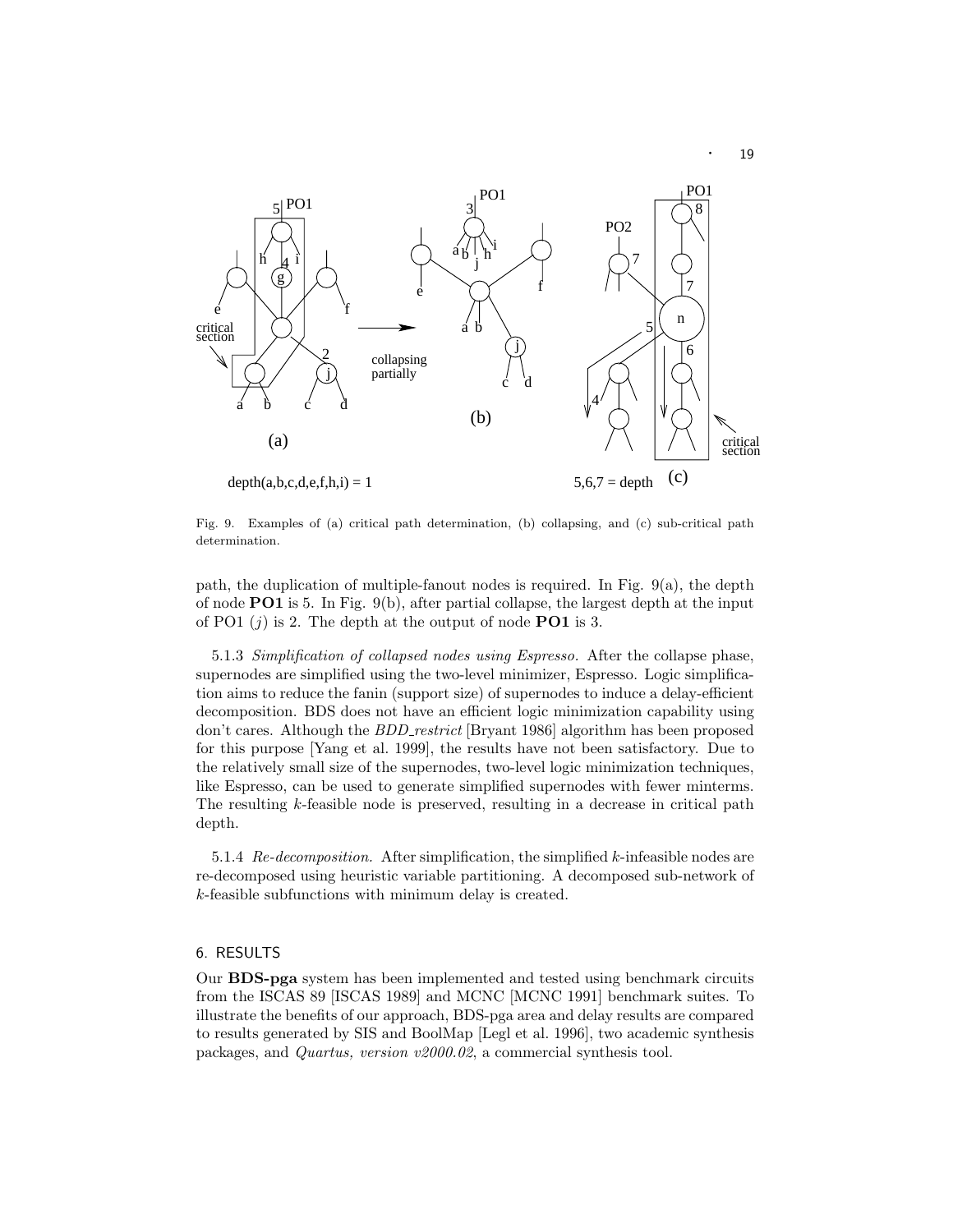Fig. 9. Examples of (a) critical path determination, (b) collapsing, and (c) sub-critical path determination.

path, the duplication of multiple-fanout nodes is required. In Fig. 9(a), the depth of node **PO1** is 5. In Fig. 9(b), after partial collapse, the largest depth at the input of PO1 ($j$) is 2. The depth at the output of node **PO1** is 3.

5.1.3 *Simplification of collapsed nodes using Espresso.* After the collapse phase, supernodes are simplified using the two-level minimizer, Espresso. Logic simplification aims to reduce the fanin (support size) of supernodes to induce a delay-efficient decomposition. BDS does not have an efficient logic minimization capability using don't cares. Although the *BDD_restrict* [Bryant 1986] algorithm has been proposed for this purpose [Yang et al. 1999], the results have not been satisfactory. Due to the relatively small size of the supernodes, two-level logic minimization techniques, like Espresso, can be used to generate simplified supernodes with fewer minterms. The resulting $k$-feasible node is preserved, resulting in a decrease in critical path depth.

5.1.4 *Re-decomposition.* After simplification, the simplified $k$-infeasible nodes are re-decomposed using heuristic variable partitioning. A decomposed sub-network of $k$-feasible subfunctions with minimum delay is created.

## 6. RESULTS

Our **BDS-pga** system has been implemented and tested using benchmark circuits from the ISCAS 89 [ISCAS 1989] and MCNC [MCNC 1991] benchmark suites. To illustrate the benefits of our approach, BDS-pga area and delay results are compared to results generated by SIS and BoolMap [Legl et al. 1996], two academic synthesis packages, and *Quartus, version v2000.02*, a commercial synthesis tool.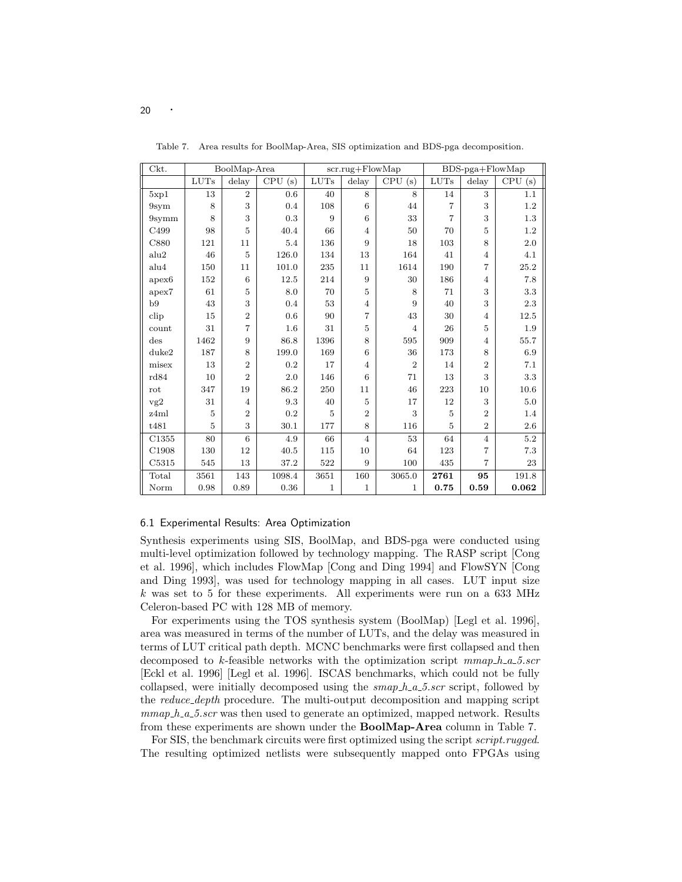Table 7. Area results for BoolMap-Area, SIS optimization and BDS-pga decomposition.

| Ckt. | BoolMap-Area | | | scr.rug+FlowMap | | | BDS-pga+FlowMap | | |
|---|---|---|---|---|---|---|---|---|---|
| | LUTs | delay | CPU (s) | LUTs | delay | CPU (s) | LUTs | delay | CPU (s) |
| 5xp1 | 13 | 2 | 0.6 | 40 | 8 | 8 | 14 | 3 | 1.1 |
| 9sym | 8 | 3 | 0.4 | 108 | 6 | 44 | 7 | 3 | 1.2 |
| 9symm | 8 | 3 | 0.3 | 9 | 6 | 33 | 7 | 3 | 1.3 |
| C499 | 98 | 5 | 40.4 | 66 | 4 | 50 | 70 | 5 | 1.2 |
| C880 | 121 | 11 | 5.4 | 136 | 9 | 18 | 103 | 8 | 2.0 |
| alu2 | 46 | 5 | 126.0 | 134 | 13 | 164 | 41 | 4 | 4.1 |
| alu4 | 150 | 11 | 101.0 | 235 | 11 | 1614 | 190 | 7 | 25.2 |
| apex6 | 152 | 6 | 12.5 | 214 | 9 | 30 | 186 | 4 | 7.8 |
| apex7 | 61 | 5 | 8.0 | 70 | 5 | 8 | 71 | 3 | 3.3 |
| b9 | 43 | 3 | 0.4 | 53 | 4 | 9 | 40 | 3 | 2.3 |
| clip | 15 | 2 | 0.6 | 90 | 7 | 43 | 30 | 4 | 12.5 |
| count | 31 | 7 | 1.6 | 31 | 5 | 4 | 26 | 5 | 1.9 |
| des | 1462 | 9 | 86.8 | 1396 | 8 | 595 | 909 | 4 | 55.7 |
| duke2 | 187 | 8 | 199.0 | 169 | 6 | 36 | 173 | 8 | 6.9 |
| misex | 13 | 2 | 0.2 | 17 | 4 | 2 | 14 | 2 | 7.1 |
| rd84 | 10 | 2 | 2.0 | 146 | 6 | 71 | 13 | 3 | 3.3 |
| rot | 347 | 19 | 86.2 | 250 | 11 | 46 | 223 | 10 | 10.6 |
| vg2 | 31 | 4 | 9.3 | 40 | 5 | 17 | 12 | 3 | 5.0 |
| z4ml | 5 | 2 | 0.2 | 5 | 2 | 3 | 5 | 2 | 1.4 |
| t481 | 5 | 3 | 30.1 | 177 | 8 | 116 | 5 | 2 | 2.6 |
| C1355 | 80 | 6 | 4.9 | 66 | 4 | 53 | 64 | 4 | 5.2 |
| C1908 | 130 | 12 | 40.5 | 115 | 10 | 64 | 123 | 7 | 7.3 |
| C5315 | 545 | 13 | 37.2 | 522 | 9 | 100 | 435 | 7 | 23 |
| Total | 3561 | 143 | 1098.4 | 3651 | 160 | 3065.0 | **2761** | **95** | 191.8 |
| Norm | 0.98 | 0.89 | 0.36 | 1 | 1 | 1 | **0.75** | **0.59** | **0.062** |

### 6.1 Experimental Results: Area Optimization

Synthesis experiments using SIS, BoolMap, and BDS-pga were conducted using multi-level optimization followed by technology mapping. The RASP script [Cong et al. 1996], which includes FlowMap [Cong and Ding 1994] and FlowSYN [Cong and Ding 1993], was used for technology mapping in all cases. LUT input size $k$ was set to 5 for these experiments. All experiments were run on a 633 MHz Celeron-based PC with 128 MB of memory.

For experiments using the TOS synthesis system (BoolMap) [Legl et al. 1996], area was measured in terms of the number of LUTs, and the delay was measured in terms of LUT critical path depth. MCNC benchmarks were first collapsed and then decomposed to $k$-feasible networks with the optimization script *mmap_h_a_5.scr* [Eckl et al. 1996] [Legl et al. 1996]. ISCAS benchmarks, which could not be fully collapsed, were initially decomposed using the *smap_h_a_5.scr* script, followed by the *reduce_depth* procedure. The multi-output decomposition and mapping script *mmap_h_a_5.scr* was then used to generate an optimized, mapped network. Results from these experiments are shown under the **BoolMap-Area** column in Table 7.

For SIS, the benchmark circuits were first optimized using the script *script.rugged*. The resulting optimized netlists were subsequently mapped onto FPGAs using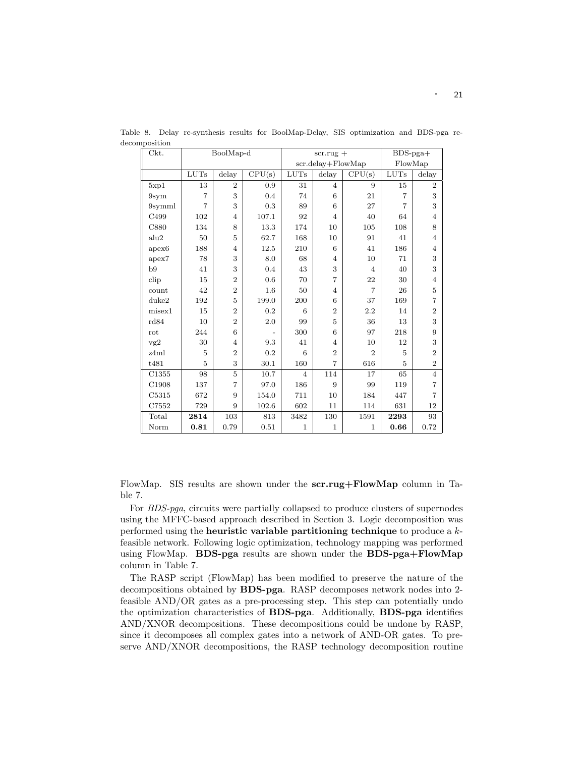Table 8. Delay re-synthesis results for BoolMap-Delay, SIS optimization and BDS-pga re-decomposition

| Ckt. | BoolMap-d | | | scr.rug + scr.delay+FlowMap | | | BDS-pga+ FlowMap | |
|---|---|---|---|---|---|---|---|---|
| | LUTs | delay | CPU(s) | LUTs | delay | CPU(s) | LUTs | delay |
| 5xp1 | 13 | 2 | 0.9 | 31 | 4 | 9 | 15 | 2 |
| 9sym | 7 | 3 | 0.4 | 74 | 6 | 21 | 7 | 3 |
| 9symml | 7 | 3 | 0.3 | 89 | 6 | 27 | 7 | 3 |
| C499 | 102 | 4 | 107.1 | 92 | 4 | 40 | 64 | 4 |
| C880 | 134 | 8 | 13.3 | 174 | 10 | 105 | 108 | 8 |
| alu2 | 50 | 5 | 62.7 | 168 | 10 | 91 | 41 | 4 |
| apex6 | 188 | 4 | 12.5 | 210 | 6 | 41 | 186 | 4 |
| apex7 | 78 | 3 | 8.0 | 68 | 4 | 10 | 71 | 3 |
| b9 | 41 | 3 | 0.4 | 43 | 3 | 4 | 40 | 3 |
| clip | 15 | 2 | 0.6 | 70 | 7 | 22 | 30 | 4 |
| count | 42 | 2 | 1.6 | 50 | 4 | 7 | 26 | 5 |
| duke2 | 192 | 5 | 199.0 | 200 | 6 | 37 | 169 | 7 |
| misex1 | 15 | 2 | 0.2 | 6 | 2 | 2.2 | 14 | 2 |
| rd84 | 10 | 2 | 2.0 | 99 | 5 | 36 | 13 | 3 |
| rot | 244 | 6 | - | 300 | 6 | 97 | 218 | 9 |
| vg2 | 30 | 4 | 9.3 | 41 | 4 | 10 | 12 | 3 |
| z4ml | 5 | 2 | 0.2 | 6 | 2 | 2 | 5 | 2 |
| t481 | 5 | 3 | 30.1 | 160 | 7 | 616 | 5 | 2 |
| C1355 | 98 | 5 | 10.7 | 4 | 114 | 17 | 65 | 4 |
| C1908 | 137 | 7 | 97.0 | 186 | 9 | 99 | 119 | 7 |
| C5315 | 672 | 9 | 154.0 | 711 | 10 | 184 | 447 | 7 |
| C7552 | 729 | 9 | 102.6 | 602 | 11 | 114 | 631 | 12 |
| Total | **2814** | 103 | 813 | 3482 | 130 | 1591 | **2293** | 93 |
| Norm | **0.81** | 0.79 | 0.51 | 1 | 1 | 1 | **0.66** | 0.72 |

FlowMap. SIS results are shown under the **scr.rug+FlowMap** column in Table 7.

For *BDS-pga*, circuits were partially collapsed to produce clusters of supernodes using the MFFC-based approach described in Section 3. Logic decomposition was performed using the **heuristic variable partitioning technique** to produce a $k$-feasible network. Following logic optimization, technology mapping was performed using FlowMap. **BDS-pga** results are shown under the **BDS-pga+FlowMap** column in Table 7.

The RASP script (FlowMap) has been modified to preserve the nature of the decompositions obtained by **BDS-pga**. RASP decomposes network nodes into 2-feasible AND/OR gates as a pre-processing step. This step can potentially undo the optimization characteristics of **BDS-pga**. Additionally, **BDS-pga** identifies AND/XNOR decompositions. These decompositions could be undone by RASP, since it decomposes all complex gates into a network of AND-OR gates. To preserve AND/XNOR decompositions, the RASP technology decomposition routine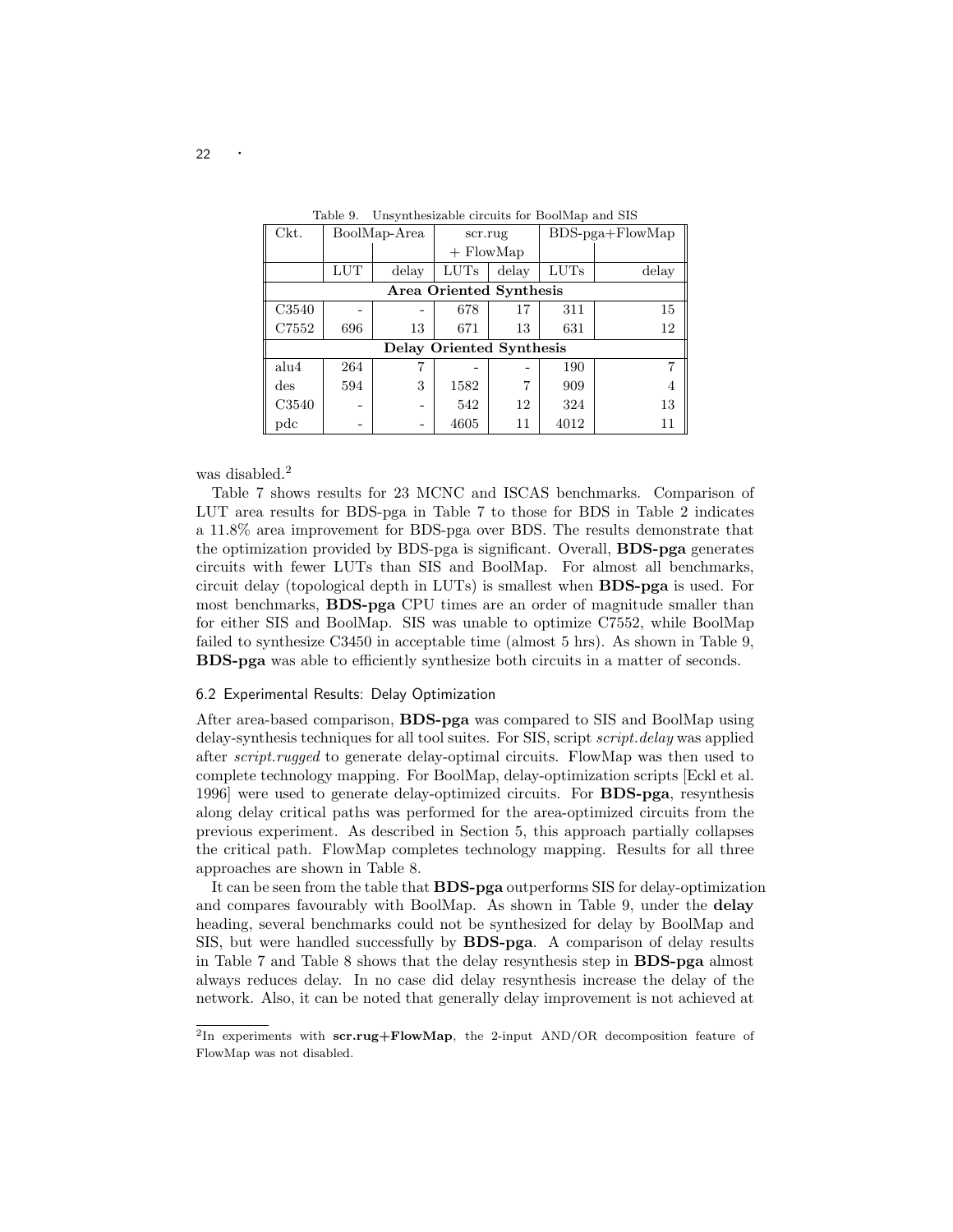Table 9. Unsynthesizable circuits for BoolMap and SIS

| Ckt. | BoolMap-Area | | scr.rug + FlowMap | | BDS-pga+FlowMap | |
|---|---|---|---|---|---|---|
| | LUT | delay | LUTs | delay | LUTs | delay |
| **Area Oriented Synthesis** | | | | | | |
| C3540 | - | - | 678 | 17 | 311 | 15 |
| C7552 | 696 | 13 | 671 | 13 | 631 | 12 |
| **Delay Oriented Synthesis** | | | | | | |
| alu4 | 264 | 7 | - | - | 190 | 7 |
| des | 594 | 3 | 1582 | 7 | 909 | 4 |
| C3540 | - | - | 542 | 12 | 324 | 13 |
| pdc | - | - | 4605 | 11 | 4012 | 11 |

was disabled.[2]

Table 7 shows results for 23 MCNC and ISCAS benchmarks. Comparison of LUT area results for BDS-pga in Table 7 to those for BDS in Table 2 indicates a 11.8% area improvement for BDS-pga over BDS. The results demonstrate that the optimization provided by BDS-pga is significant. Overall, **BDS-pga** generates circuits with fewer LUTs than SIS and BoolMap. For almost all benchmarks, circuit delay (topological depth in LUTs) is smallest when **BDS-pga** is used. For most benchmarks, **BDS-pga** CPU times are an order of magnitude smaller than for either SIS and BoolMap. SIS was unable to optimize C7552, while BoolMap failed to synthesize C3450 in acceptable time (almost 5 hrs). As shown in Table 9, **BDS-pga** was able to efficiently synthesize both circuits in a matter of seconds.

### 6.2 Experimental Results: Delay Optimization

After area-based comparison, **BDS-pga** was compared to SIS and BoolMap using delay-synthesis techniques for all tool suites. For SIS, script *script.delay* was applied after *script.rugged* to generate delay-optimal circuits. FlowMap was then used to complete technology mapping. For BoolMap, delay-optimization scripts [Eckl et al. 1996] were used to generate delay-optimized circuits. For **BDS-pga**, resynthesis along delay critical paths was performed for the area-optimized circuits from the previous experiment. As described in Section 5, this approach partially collapses the critical path. FlowMap completes technology mapping. Results for all three approaches are shown in Table 8.

It can be seen from the table that **BDS-pga** outperforms SIS for delay-optimization and compares favourably with BoolMap. As shown in Table 9, under the **delay** heading, several benchmarks could not be synthesized for delay by BoolMap and SIS, but were handled successfully by **BDS-pga**. A comparison of delay results in Table 7 and Table 8 shows that the delay resynthesis step in **BDS-pga** almost always reduces delay. In no case did delay resynthesis increase the delay of the network. Also, it can be noted that generally delay improvement is not achieved at

[2] In experiments with **scr.rug+FlowMap**, the 2-input AND/OR decomposition feature of FlowMap was not disabled.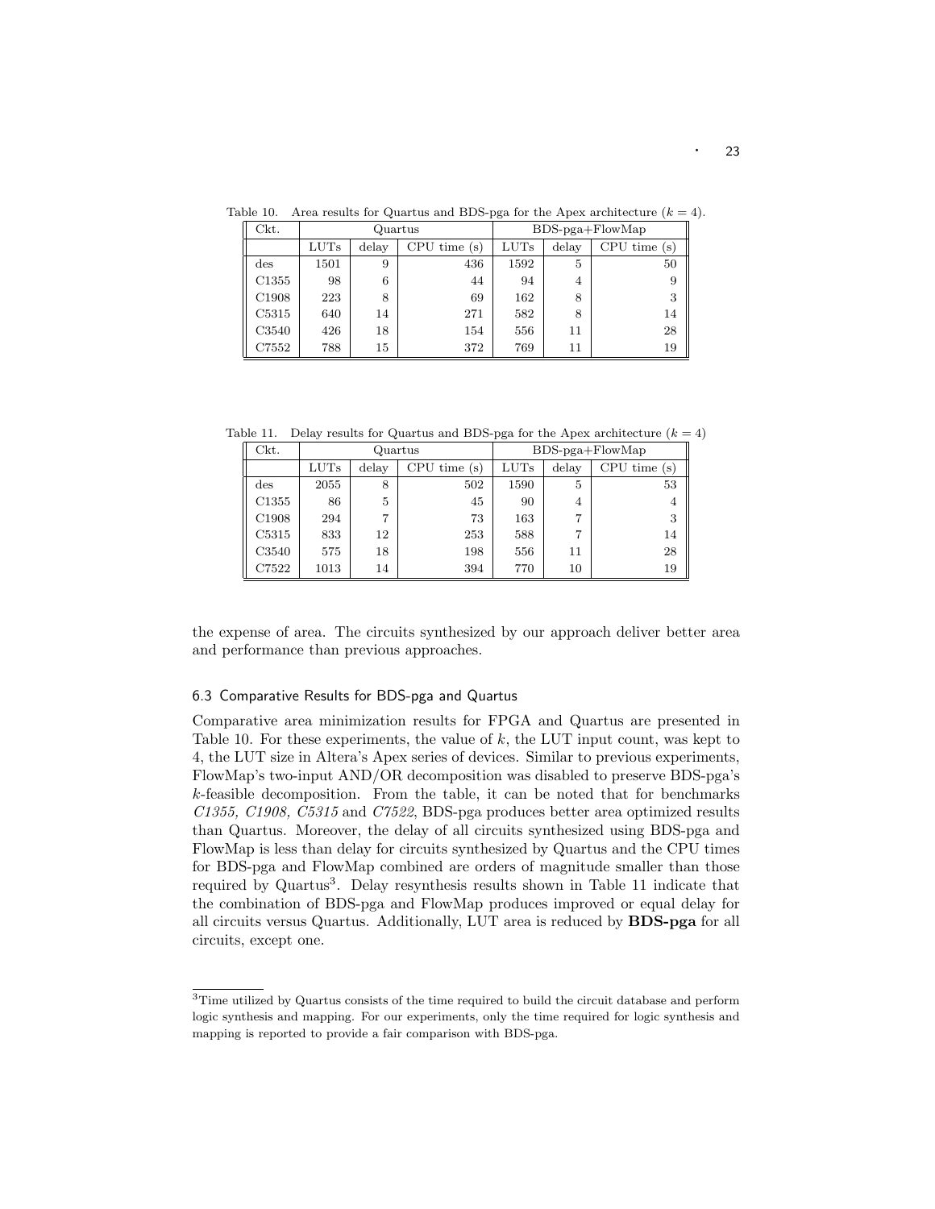Table 10. Area results for Quartus and BDS-pga for the Apex architecture ($k = 4$).

| Ckt. | Quartus | | | BDS-pga+FlowMap | | |
|---|---|---|---|---|---|---|
| | LUTs | delay | CPU time (s) | LUTs | delay | CPU time (s) |
| des | 1501 | 9 | 436 | 1592 | 5 | 50 |
| C1355 | 98 | 6 | 44 | 94 | 4 | 9 |
| C1908 | 223 | 8 | 69 | 162 | 8 | 3 |
| C5315 | 640 | 14 | 271 | 582 | 8 | 14 |
| C3540 | 426 | 18 | 154 | 556 | 11 | 28 |
| C7552 | 788 | 15 | 372 | 769 | 11 | 19 |

Table 11. Delay results for Quartus and BDS-pga for the Apex architecture ($k = 4$)

| Ckt. | Quartus | | | BDS-pga+FlowMap | | |
|---|---|---|---|---|---|---|
| | LUTs | delay | CPU time (s) | LUTs | delay | CPU time (s) |
| des | 2055 | 8 | 502 | 1590 | 5 | 53 |
| C1355 | 86 | 5 | 45 | 90 | 4 | 4 |
| C1908 | 294 | 7 | 73 | 163 | 7 | 3 |
| C5315 | 833 | 12 | 253 | 588 | 7 | 14 |
| C3540 | 575 | 18 | 198 | 556 | 11 | 28 |
| C7522 | 1013 | 14 | 394 | 770 | 10 | 19 |

the expense of area. The circuits synthesized by our approach deliver better area and performance than previous approaches.

### 6.3 Comparative Results for BDS-pga and Quartus

Comparative area minimization results for FPGA and Quartus are presented in Table 10. For these experiments, the value of $k$, the LUT input count, was kept to 4, the LUT size in Altera's Apex series of devices. Similar to previous experiments, FlowMap's two-input AND/OR decomposition was disabled to preserve BDS-pga's $k$-feasible decomposition. From the table, it can be noted that for benchmarks *C1355, C1908, C5315* and *C7522*, BDS-pga produces better area optimized results than Quartus. Moreover, the delay of all circuits synthesized using BDS-pga and FlowMap is less than delay for circuits synthesized by Quartus and the CPU times for BDS-pga and FlowMap combined are orders of magnitude smaller than those required by Quartus[3]. Delay resynthesis results shown in Table 11 indicate that the combination of BDS-pga and FlowMap produces improved or equal delay for all circuits versus Quartus. Additionally, LUT area is reduced by **BDS-pga** for all circuits, except one.

[3]Time utilized by Quartus consists of the time required to build the circuit database and perform logic synthesis and mapping. For our experiments, only the time required for logic synthesis and mapping is reported to provide a fair comparison with BDS-pga.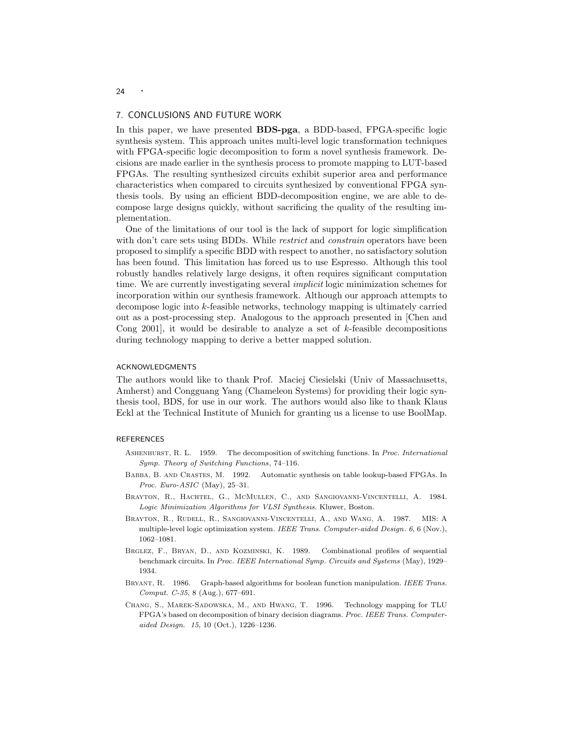## 7. CONCLUSIONS AND FUTURE WORK

In this paper, we have presented **BDS-pga**, a BDD-based, FPGA-specific logic synthesis system. This approach unites multi-level logic transformation techniques with FPGA-specific logic decomposition to form a novel synthesis framework. Decisions are made earlier in the synthesis process to promote mapping to LUT-based FPGAs. The resulting synthesized circuits exhibit superior area and performance characteristics when compared to circuits synthesized by conventional FPGA synthesis tools. By using an efficient BDD-decomposition engine, we are able to decompose large designs quickly, without sacrificing the quality of the resulting implementation.

One of the limitations of our tool is the lack of support for logic simplification with don't care sets using BDDs. While *restrict* and *constrain* operators have been proposed to simplify a specific BDD with respect to another, no satisfactory solution has been found. This limitation has forced us to use Espresso. Although this tool robustly handles relatively large designs, it often requires significant computation time. We are currently investigating several *implicit* logic minimization schemes for incorporation within our synthesis framework. Although our approach attempts to decompose logic into $k$-feasible networks, technology mapping is ultimately carried out as a post-processing step. Analogous to the approach presented in [Chen and Cong 2001], it would be desirable to analyze a set of $k$-feasible decompositions during technology mapping to derive a better mapped solution.

### ACKNOWLEDGMENTS

The authors would like to thank Prof. Maciej Ciesielski (Univ of Massachusetts, Amherst) and Congguang Yang (Chameleon Systems) for providing their logic synthesis tool, BDS, for use in our work. The authors would also like to thank Klaus Eckl at the Technical Institute of Munich for granting us a license to use BoolMap.

### REFERENCES

Ashenhurst, R. L. 1959. The decomposition of switching functions. In *Proc. International Symp. Theory of Switching Functions*, 74–116.

Babba, B. and Crastes, M. 1992. Automatic synthesis on table lookup-based FPGAs. In *Proc. Euro-ASIC* (May), 25–31.

Brayton, R., Hachtel, G., McMullen, C., and Sangiovanni-Vincentelli, A. 1984. *Logic Minimization Algorithms for VLSI Synthesis*. Kluwer, Boston.

Brayton, R., Rudell, R., Sangiovanni-Vincentelli, A., and Wang, A. 1987. MIS: A multiple-level logic optimization system. *IEEE Trans. Computer-aided Design. 6*, 6 (Nov.), 1062–1081.

Brglez, F., Bryan, D., and Kozminski, K. 1989. Combinational profiles of sequential benchmark circuits. In *Proc. IEEE International Symp. Circuits and Systems* (May), 1929–1934.

Bryant, R. 1986. Graph-based algorithms for boolean function manipulation. *IEEE Trans. Comput. C-35*, 8 (Aug.), 677–691.

Chang, S., Marek-Sadowska, M., and Hwang, T. 1996. Technology mapping for TLU FPGA's based on decomposition of binary decision diagrams. *Proc. IEEE Trans. Computer-aided Design. 15*, 10 (Oct.), 1226–1236.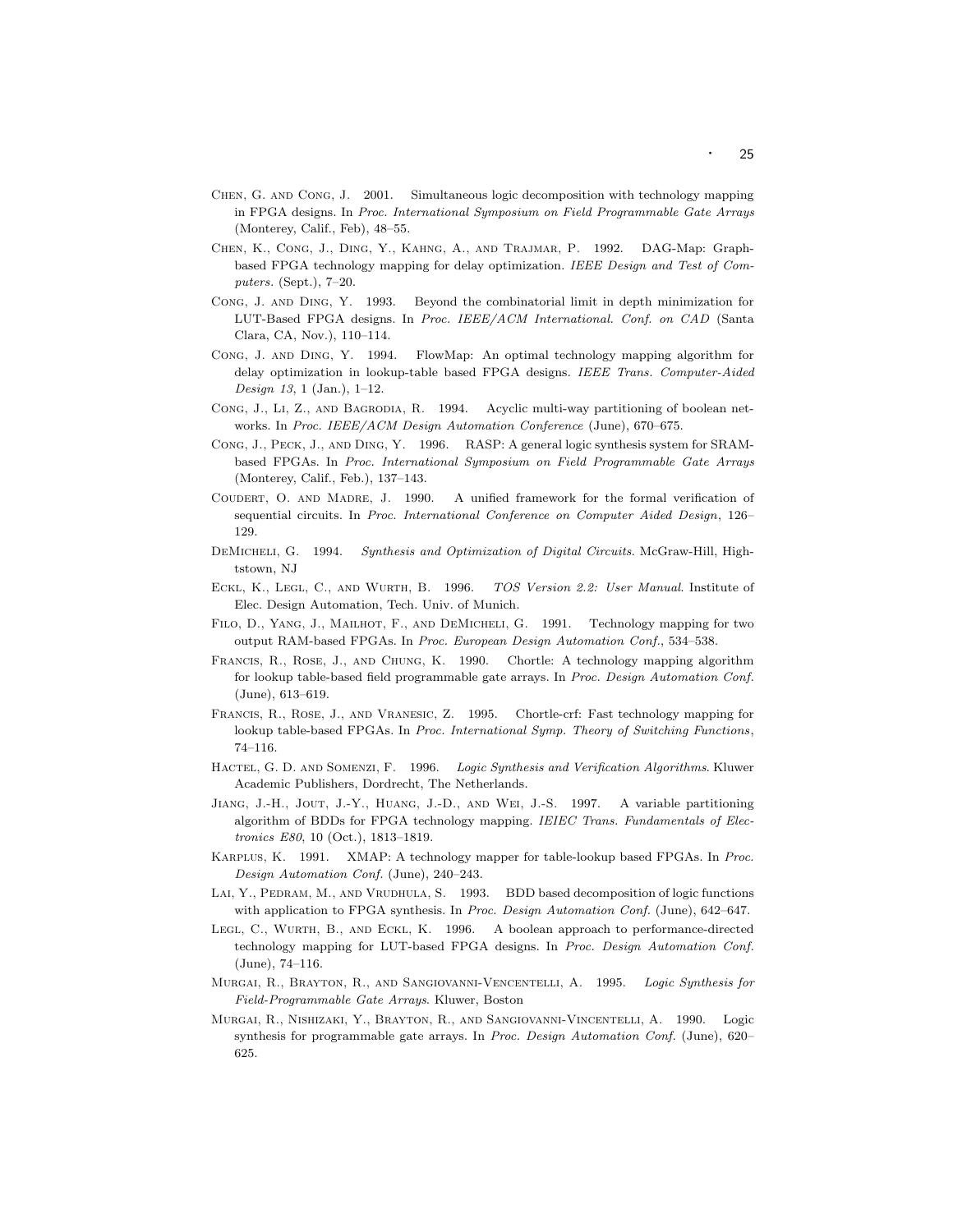Chen, G. and Cong, J. 2001. Simultaneous logic decomposition with technology mapping in FPGA designs. In *Proc. International Symposium on Field Programmable Gate Arrays* (Monterey, Calif., Feb), 48–55.

Chen, K., Cong, J., Ding, Y., Kahng, A., and Trajmar, P. 1992. DAG-Map: Graph-based FPGA technology mapping for delay optimization. *IEEE Design and Test of Computers*. (Sept.), 7–20.

Cong, J. and Ding, Y. 1993. Beyond the combinatorial limit in depth minimization for LUT-Based FPGA designs. In *Proc. IEEE/ACM International. Conf. on CAD* (Santa Clara, CA, Nov.), 110–114.

Cong, J. and Ding, Y. 1994. FlowMap: An optimal technology mapping algorithm for delay optimization in lookup-table based FPGA designs. *IEEE Trans. Computer-Aided Design 13*, 1 (Jan.), 1–12.

Cong, J., Li, Z., and Bagrodia, R. 1994. Acyclic multi-way partitioning of boolean networks. In *Proc. IEEE/ACM Design Automation Conference* (June), 670–675.

Cong, J., Peck, J., and Ding, Y. 1996. RASP: A general logic synthesis system for SRAM-based FPGAs. In *Proc. International Symposium on Field Programmable Gate Arrays* (Monterey, Calif., Feb.), 137–143.

Coudert, O. and Madre, J. 1990. A unified framework for the formal verification of sequential circuits. In *Proc. International Conference on Computer Aided Design*, 126–129.

DeMicheli, G. 1994. *Synthesis and Optimization of Digital Circuits*. McGraw-Hill, Hightstown, NJ

Eckl, K., Legl, C., and Wurth, B. 1996. *TOS Version 2.2: User Manual*. Institute of Elec. Design Automation, Tech. Univ. of Munich.

Filo, D., Yang, J., Mailhot, F., and DeMicheli, G. 1991. Technology mapping for two output RAM-based FPGAs. In *Proc. European Design Automation Conf.*, 534–538.

Francis, R., Rose, J., and Chung, K. 1990. Chortle: A technology mapping algorithm for lookup table-based field programmable gate arrays. In *Proc. Design Automation Conf.* (June), 613–619.

Francis, R., Rose, J., and Vranesic, Z. 1995. Chortle-crf: Fast technology mapping for lookup table-based FPGAs. In *Proc. International Symp. Theory of Switching Functions*, 74–116.

Hactel, G. D. and Somenzi, F. 1996. *Logic Synthesis and Verification Algorithms*. Kluwer Academic Publishers, Dordrecht, The Netherlands.

Jiang, J.-H., Jout, J.-Y., Huang, J.-D., and Wei, J.-S. 1997. A variable partitioning algorithm of BDDs for FPGA technology mapping. *IEIEC Trans. Fundamentals of Electronics E80*, 10 (Oct.), 1813–1819.

Karplus, K. 1991. XMAP: A technology mapper for table-lookup based FPGAs. In *Proc. Design Automation Conf.* (June), 240–243.

Lai, Y., Pedram, M., and Vrudhula, S. 1993. BDD based decomposition of logic functions with application to FPGA synthesis. In *Proc. Design Automation Conf.* (June), 642–647.

Legl, C., Wurth, B., and Eckl, K. 1996. A boolean approach to performance-directed technology mapping for LUT-based FPGA designs. In *Proc. Design Automation Conf.* (June), 74–116.

Murgai, R., Brayton, R., and Sangiovanni-Vencentelli, A. 1995. *Logic Synthesis for Field-Programmable Gate Arrays*. Kluwer, Boston

Murgai, R., Nishizaki, Y., Brayton, R., and Sangiovanni-Vincentelli, A. 1990. Logic synthesis for programmable gate arrays. In *Proc. Design Automation Conf.* (June), 620–625.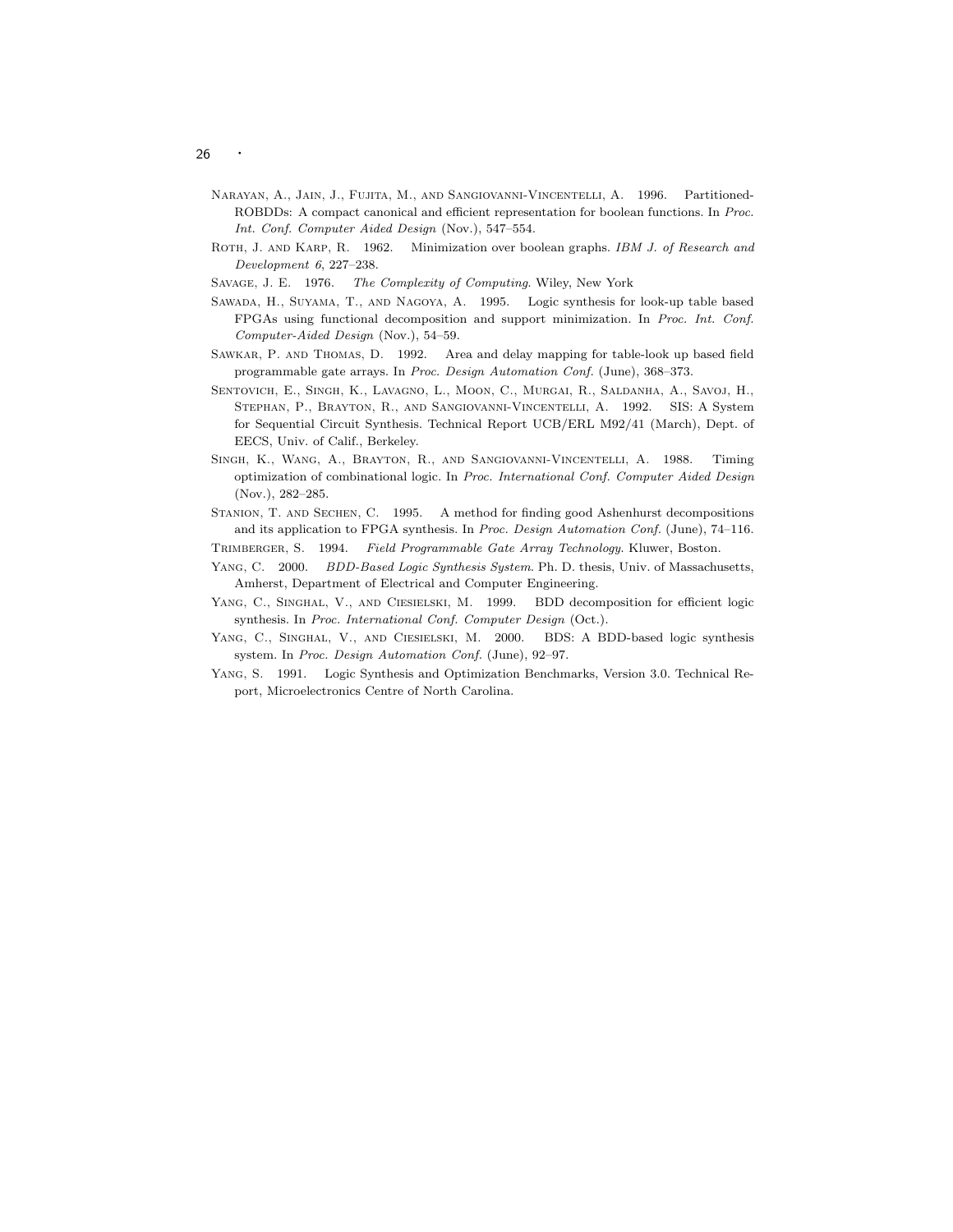Narayan, A., Jain, J., Fujita, M., and Sangiovanni-Vincentelli, A. 1996. Partitioned-ROBDDs: A compact canonical and efficient representation for boolean functions. In *Proc. Int. Conf. Computer Aided Design* (Nov.), 547–554.

Roth, J. and Karp, R. 1962. Minimization over boolean graphs. *IBM J. of Research and Development 6*, 227–238.

Savage, J. E. 1976. *The Complexity of Computing*. Wiley, New York

Sawada, H., Suyama, T., and Nagoya, A. 1995. Logic synthesis for look-up table based FPGAs using functional decomposition and support minimization. In *Proc. Int. Conf. Computer-Aided Design* (Nov.), 54–59.

Sawkar, P. and Thomas, D. 1992. Area and delay mapping for table-look up based field programmable gate arrays. In *Proc. Design Automation Conf.* (June), 368–373.

Sentovich, E., Singh, K., Lavagno, L., Moon, C., Murgai, R., Saldanha, A., Savoj, H., Stephan, P., Brayton, R., and Sangiovanni-Vincentelli, A. 1992. SIS: A System for Sequential Circuit Synthesis. Technical Report UCB/ERL M92/41 (March), Dept. of EECS, Univ. of Calif., Berkeley.

Singh, K., Wang, A., Brayton, R., and Sangiovanni-Vincentelli, A. 1988. Timing optimization of combinational logic. In *Proc. International Conf. Computer Aided Design* (Nov.), 282–285.

Stanion, T. and Sechen, C. 1995. A method for finding good Ashenhurst decompositions and its application to FPGA synthesis. In *Proc. Design Automation Conf.* (June), 74–116.

Trimberger, S. 1994. *Field Programmable Gate Array Technology*. Kluwer, Boston.

Yang, C. 2000. *BDD-Based Logic Synthesis System*. Ph. D. thesis, Univ. of Massachusetts, Amherst, Department of Electrical and Computer Engineering.

Yang, C., Singhal, V., and Ciesielski, M. 1999. BDD decomposition for efficient logic synthesis. In *Proc. International Conf. Computer Design* (Oct.).

Yang, C., Singhal, V., and Ciesielski, M. 2000. BDS: A BDD-based logic synthesis system. In *Proc. Design Automation Conf.* (June), 92–97.

Yang, S. 1991. Logic Synthesis and Optimization Benchmarks, Version 3.0. Technical Report, Microelectronics Centre of North Carolina.